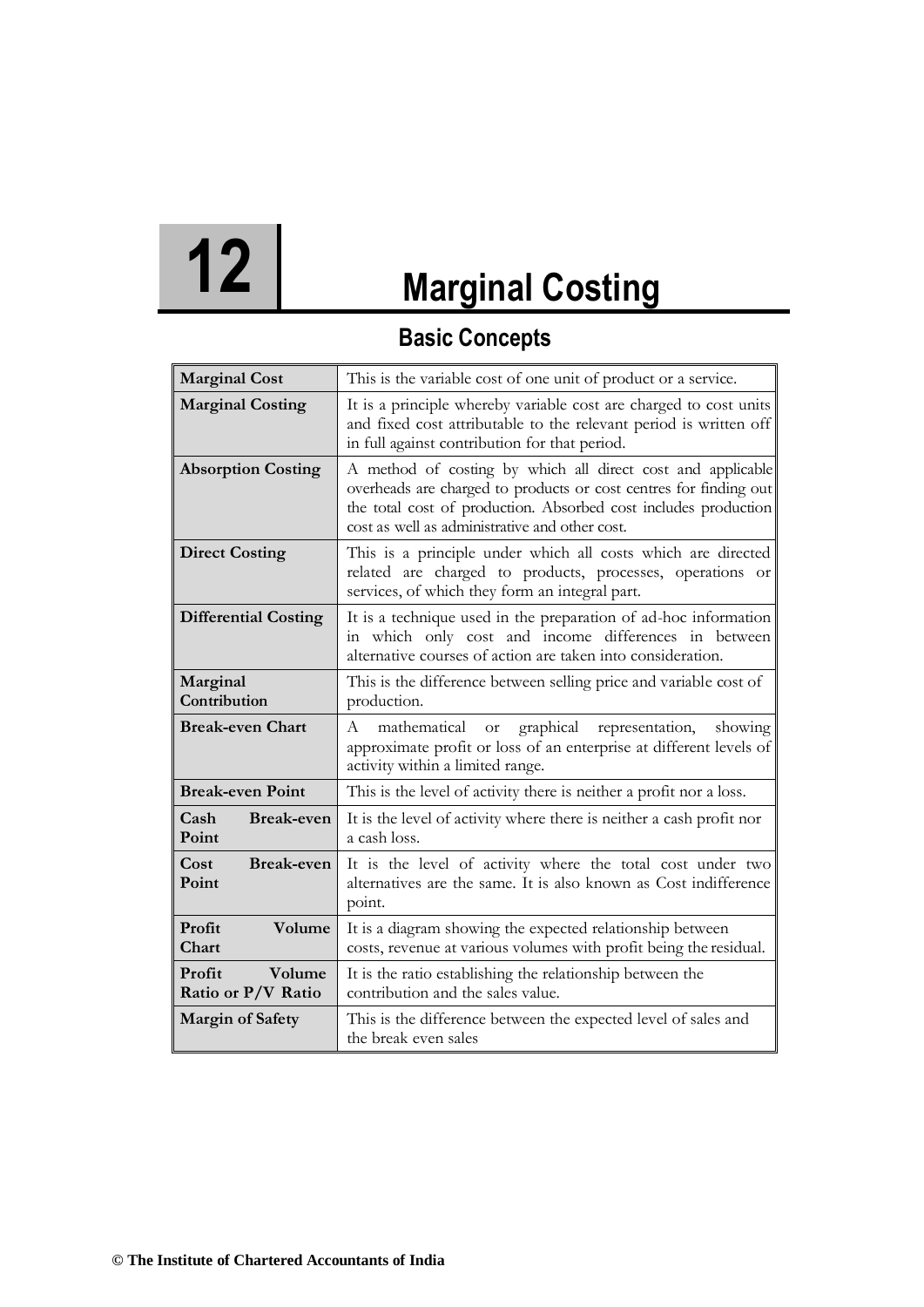# 12 Marginal Costing

## Basic Concepts

| | |
|---|---|
| **Marginal Cost** | This is the variable cost of one unit of product or a service. |
| **Marginal Costing** | It is a principle whereby variable cost are charged to cost units and fixed cost attributable to the relevant period is written off in full against contribution for that period. |
| **Absorption Costing** | A method of costing by which all direct cost and applicable overheads are charged to products or cost centres for finding out the total cost of production. Absorbed cost includes production cost as well as administrative and other cost. |
| **Direct Costing** | This is a principle under which all costs which are directed related are charged to products, processes, operations or services, of which they form an integral part. |
| **Differential Costing** | It is a technique used in the preparation of ad-hoc information in which only cost and income differences in between alternative courses of action are taken into consideration. |
| **Marginal Contribution** | This is the difference between selling price and variable cost of production. |
| **Break-even Chart** | A mathematical or graphical representation, showing approximate profit or loss of an enterprise at different levels of activity within a limited range. |
| **Break-even Point** | This is the level of activity there is neither a profit nor a loss. |
| **Cash Break-even Point** | It is the level of activity where there is neither a cash profit nor a cash loss. |
| **Cost Break-even Point** | It is the level of activity where the total cost under two alternatives are the same. It is also known as Cost indifference point. |
| **Profit Volume Chart** | It is a diagram showing the expected relationship between costs, revenue at various volumes with profit being the residual. |
| **Profit Volume Ratio or P/V Ratio** | It is the ratio establishing the relationship between the contribution and the sales value. |
| **Margin of Safety** | This is the difference between the expected level of sales and the break even sales |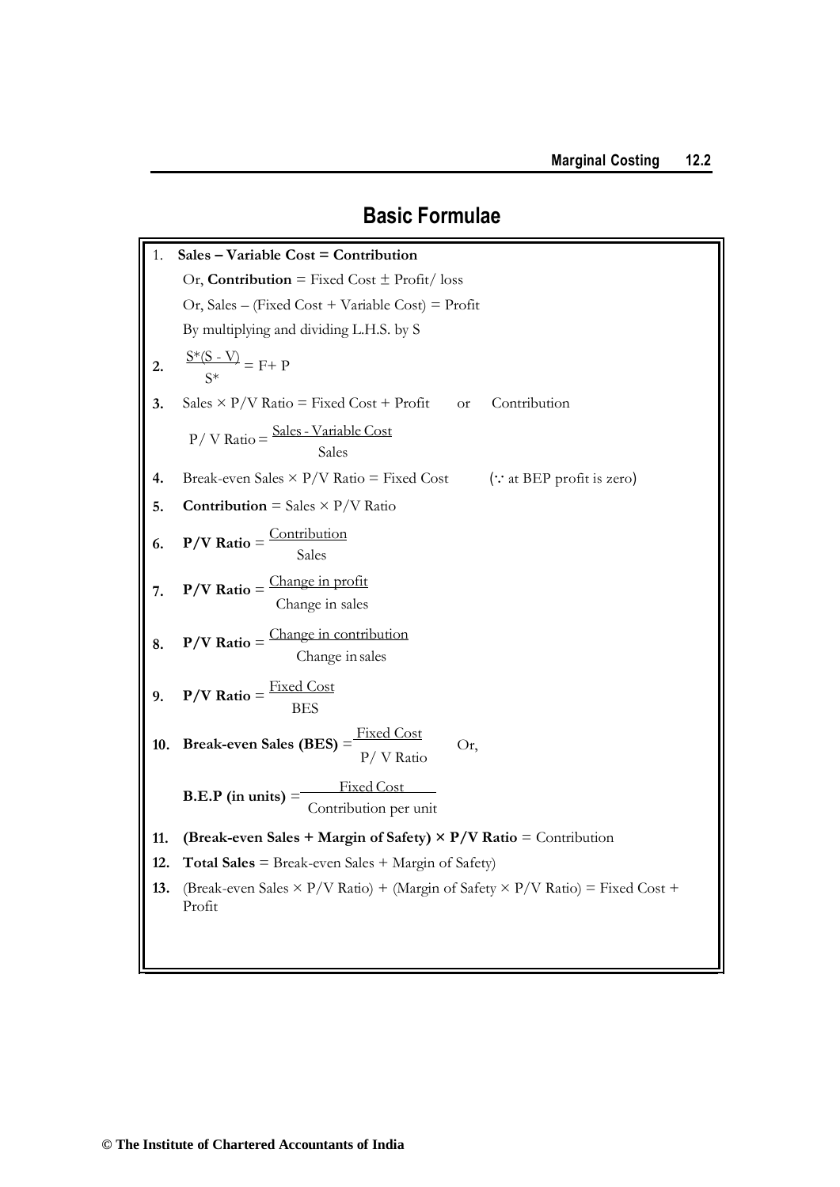## Basic Formulae

1. **Sales – Variable Cost = Contribution**

   Or, **Contribution** = Fixed Cost ± Profit/ loss

   Or, Sales – (Fixed Cost + Variable Cost) = Profit

   By multiplying and dividing L.H.S. by S

2. $\frac{S*(S - V)}{S*} = F + P$

3. Sales × P/V Ratio = Fixed Cost + Profit or Contribution

   $P/V \text{ Ratio} = \frac{\text{Sales - Variable Cost}}{\text{Sales}}$

4. Break-even Sales × P/V Ratio = Fixed Cost (∵ at BEP profit is zero)

5. **Contribution** = Sales × P/V Ratio

6. **P/V Ratio** = $\frac{\text{Contribution}}{\text{Sales}}$

7. **P/V Ratio** = $\frac{\text{Change in profit}}{\text{Change in sales}}$

8. **P/V Ratio** = $\frac{\text{Change in contribution}}{\text{Change in sales}}$

9. **P/V Ratio** = $\frac{\text{Fixed Cost}}{\text{BES}}$

10. **Break-even Sales (BES)** = $\frac{\text{Fixed Cost}}{\text{P/ V Ratio}}$ Or,

    **B.E.P (in units)** = $\frac{\text{Fixed Cost}}{\text{Contribution per unit}}$

11. **(Break-even Sales + Margin of Safety) × P/V Ratio** = Contribution

12. **Total Sales** = Break-even Sales + Margin of Safety)

13. (Break-even Sales × P/V Ratio) + (Margin of Safety × P/V Ratio) = Fixed Cost + Profit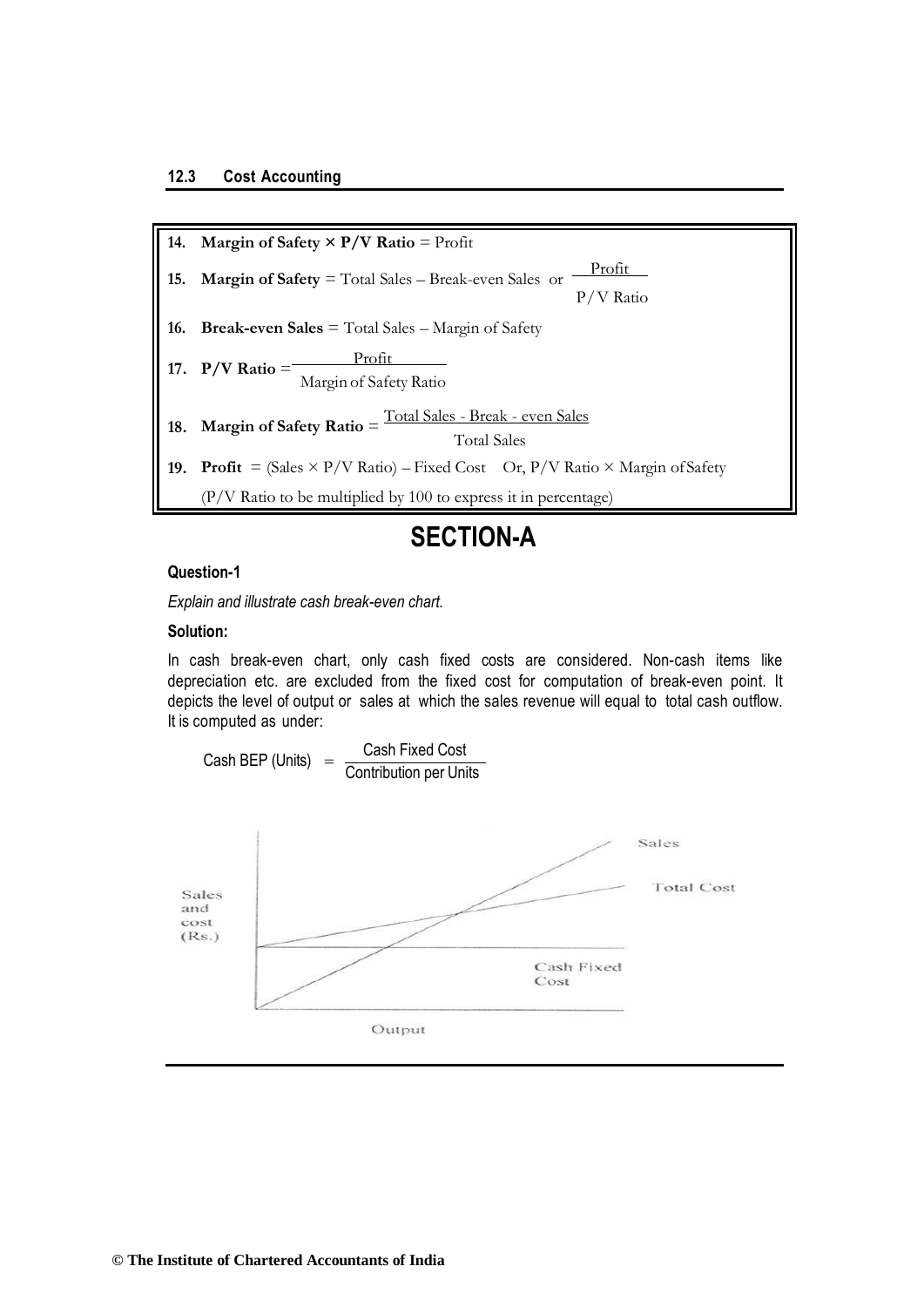14. **Margin of Safety × P/V Ratio** = Profit

15. **Margin of Safety** = Total Sales – Break-even Sales or $\frac{\text{Profit}}{\text{P/V Ratio}}$

16. **Break-even Sales** = Total Sales – Margin of Safety

17. **P/V Ratio** = $\frac{\text{Profit}}{\text{Margin of Safety Ratio}}$

18. **Margin of Safety Ratio** = $\frac{\text{Total Sales - Break - even Sales}}{\text{Total Sales}}$

19. **Profit** = (Sales × P/V Ratio) – Fixed Cost Or, P/V Ratio × Margin of Safety

(P/V Ratio to be multiplied by 100 to express it in percentage)

# SECTION-A

### Question-1

*Explain and illustrate cash break-even chart.*

### Solution:

In cash break-even chart, only cash fixed costs are considered. Non-cash items like depreciation etc. are excluded from the fixed cost for computation of break-even point. It depicts the level of output or sales at which the sales revenue will equal to total cash outflow. It is computed as under:

$$\text{Cash BEP (Units)} = \frac{\text{Cash Fixed Cost}}{\text{Contribution per Units}}$$

Sales and cost (Rs.) | Sales | Total Cost | Cash Fixed Cost | Output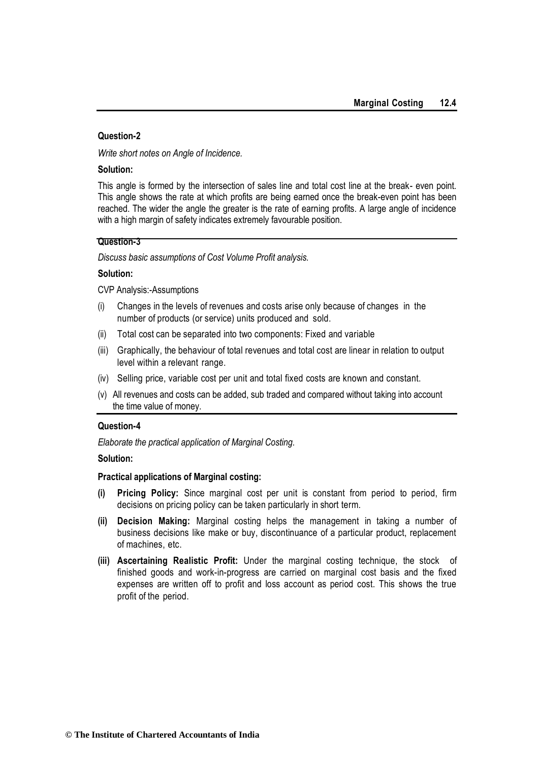**Question-2**

*Write short notes on Angle of Incidence.*

**Solution:**

This angle is formed by the intersection of sales line and total cost line at the break- even point. This angle shows the rate at which profits are being earned once the break-even point has been reached. The wider the angle the greater is the rate of earning profits. A large angle of incidence with a high margin of safety indicates extremely favourable position.

**Question-3**

*Discuss basic assumptions of Cost Volume Profit analysis.*

**Solution:**

CVP Analysis:-Assumptions

(i) Changes in the levels of revenues and costs arise only because of changes in the number of products (or service) units produced and sold.

(ii) Total cost can be separated into two components: Fixed and variable

(iii) Graphically, the behaviour of total revenues and total cost are linear in relation to output level within a relevant range.

(iv) Selling price, variable cost per unit and total fixed costs are known and constant.

(v) All revenues and costs can be added, sub traded and compared without taking into account the time value of money.

**Question-4**

*Elaborate the practical application of Marginal Costing.*

**Solution:**

**Practical applications of Marginal costing:**

**(i) Pricing Policy:** Since marginal cost per unit is constant from period to period, firm decisions on pricing policy can be taken particularly in short term.

**(ii) Decision Making:** Marginal costing helps the management in taking a number of business decisions like make or buy, discontinuance of a particular product, replacement of machines, etc.

**(iii) Ascertaining Realistic Profit:** Under the marginal costing technique, the stock of finished goods and work-in-progress are carried on marginal cost basis and the fixed expenses are written off to profit and loss account as period cost. This shows the true profit of the period.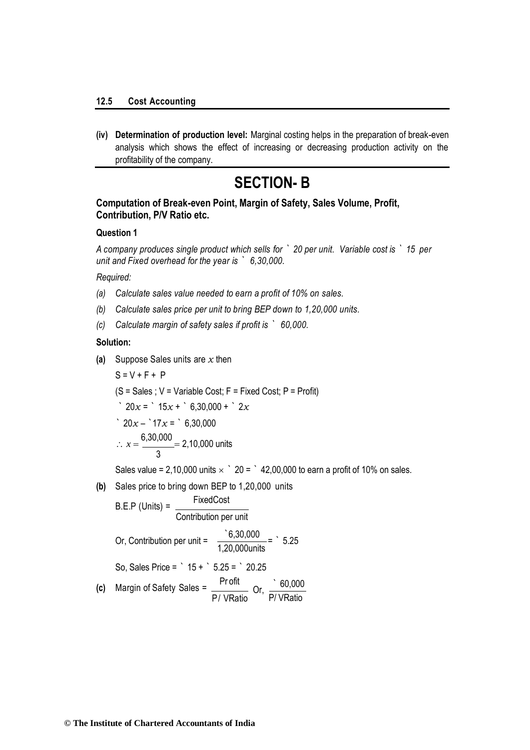**(iv) Determination of production level:** Marginal costing helps in the preparation of break-even analysis which shows the effect of increasing or decreasing production activity on the profitability of the company.

# SECTION- B

### Computation of Break-even Point, Margin of Safety, Sales Volume, Profit, Contribution, P/V Ratio etc.

**Question 1**

*A company produces single product which sells for ` 20 per unit. Variable cost is ` 15 per unit and Fixed overhead for the year is ` 6,30,000.*

*Required:*

*(a) Calculate sales value needed to earn a profit of 10% on sales.*

*(b) Calculate sales price per unit to bring BEP down to 1,20,000 units.*

*(c) Calculate margin of safety sales if profit is ` 60,000.*

**Solution:**

**(a)** Suppose Sales units are $x$ then

S = V + F + P

(S = Sales ; V = Variable Cost; F = Fixed Cost; P = Profit)

` $20x$ = ` $15x$ + ` 6,30,000 + ` $2x$

` $20x$ – `$17x$ = ` 6,30,000

$$\therefore x = \frac{6,30,000}{3} = 2,10,000 \text{ units}$$

Sales value = 2,10,000 units × ` 20 = ` 42,00,000 to earn a profit of 10% on sales.

**(b)** Sales price to bring down BEP to 1,20,000 units

$$\text{B.E.P (Units)} = \frac{\text{Fixed Cost}}{\text{Contribution per unit}}$$

$$\text{Or, Contribution per unit} = \frac{\text{` }6,30,000}{1,20,000 \text{ units}} = \text{` } 5.25$$

So, Sales Price = ` 15 + ` 5.25 = ` 20.25

**(c)** $$\text{Margin of Safety Sales} = \frac{\text{Profit}}{\text{P/ V Ratio}} \text{ Or, } \frac{\text{` } 60,000}{\text{P/ V Ratio}}$$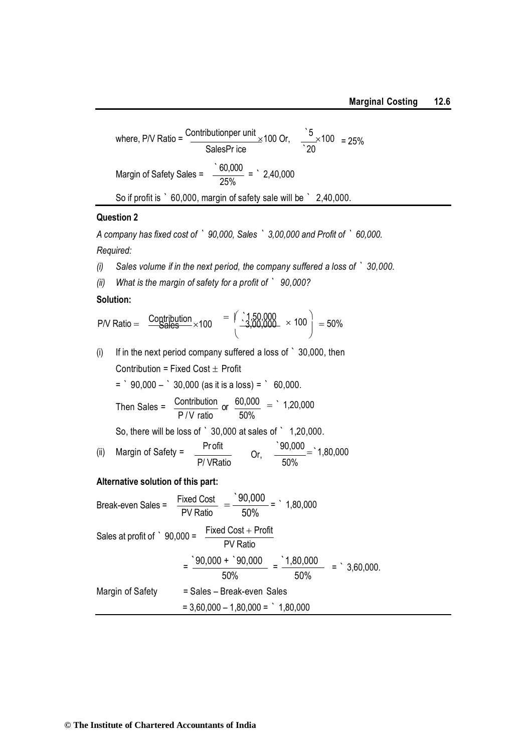where, P/V Ratio = $\frac{\text{Contribution per unit}}{\text{Sales Price}} \times 100$ Or, $\frac{₹5}{₹20} \times 100 = 25\%$

Margin of Safety Sales = $\frac{₹60,000}{25\%}$ = ₹ 2,40,000

So if profit is ₹ 60,000, margin of safety sale will be ₹ 2,40,000.

**Question 2**

*A company has fixed cost of ₹ 90,000, Sales ₹ 3,00,000 and Profit of ₹ 60,000.*

*Required:*

*(i) Sales volume if in the next period, the company suffered a loss of ₹ 30,000.*

*(ii) What is the margin of safety for a profit of ₹ 90,000?*

**Solution:**

P/V Ratio = $\frac{\text{Contribution}}{\text{Sales}} \times 100 = \left(\frac{₹1,50,000}{₹3,00,000} \times 100\right) = 50\%$

(i) If in the next period company suffered a loss of ₹ 30,000, then

Contribution = Fixed Cost ± Profit

= ₹ 90,000 – ₹ 30,000 (as it is a loss) = ₹ 60,000.

Then Sales = $\frac{\text{Contribution}}{\text{P/V ratio}}$ or $\frac{60,000}{50\%}$ = ₹ 1,20,000

So, there will be loss of ₹ 30,000 at sales of ₹ 1,20,000.

(ii) Margin of Safety = $\frac{\text{Profit}}{\text{P/V Ratio}}$ Or, $\frac{₹90,000}{50\%}$ = ₹ 1,80,000

**Alternative solution of this part:**

Break-even Sales = $\frac{\text{Fixed Cost}}{\text{PV Ratio}} = \frac{₹90,000}{50\%}$ = ₹ 1,80,000

Sales at profit of ₹ 90,000 = $\frac{\text{Fixed Cost} + \text{Profit}}{\text{PV Ratio}}$

= $\frac{₹90,000 + ₹90,000}{50\%} = \frac{₹1,80,000}{50\%}$ = ₹ 3,60,000.

Margin of Safety = Sales – Break-even Sales

= 3,60,000 – 1,80,000 = ₹ 1,80,000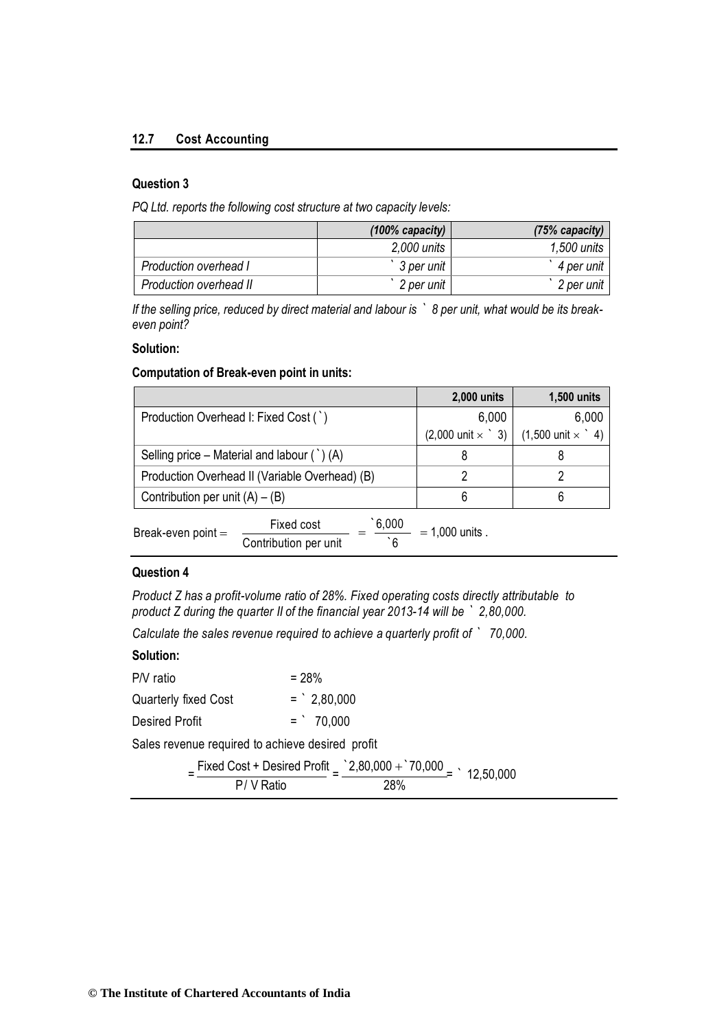### Question 3

*PQ Ltd. reports the following cost structure at two capacity levels:*

| | *(100% capacity)* | *(75% capacity)* |
|---|---|---|
| | *2,000 units* | *1,500 units* |
| *Production overhead I* | *` 3 per unit* | *` 4 per unit* |
| *Production overhead II* | *` 2 per unit* | *` 2 per unit* |

*If the selling price, reduced by direct material and labour is ` 8 per unit, what would be its break-even point?*

**Solution:**

**Computation of Break-even point in units:**

| | **2,000 units** | **1,500 units** |
|---|---|---|
| Production Overhead I: Fixed Cost (`) | 6,000 (2,000 unit × ` 3) | 6,000 (1,500 unit × ` 4) |
| Selling price – Material and labour (`) (A) | 8 | 8 |
| Production Overhead II (Variable Overhead) (B) | 2 | 2 |
| Contribution per unit (A) – (B) | 6 | 6 |

$$\text{Break-even point} = \frac{\text{Fixed cost}}{\text{Contribution per unit}} = \frac{`6,000}{`6} = 1,000 \text{ units}.$$

### Question 4

*Product Z has a profit-volume ratio of 28%. Fixed operating costs directly attributable to product Z during the quarter II of the financial year 2013-14 will be ` 2,80,000.*

*Calculate the sales revenue required to achieve a quarterly profit of ` 70,000.*

**Solution:**

P/V ratio = 28%

Quarterly fixed Cost = ` 2,80,000

Desired Profit = ` 70,000

Sales revenue required to achieve desired profit

$$= \frac{\text{Fixed Cost + Desired Profit}}{\text{P/ V Ratio}} = \frac{`2,80,000 + `70,000}{28\%} = `\ 12,50,000$$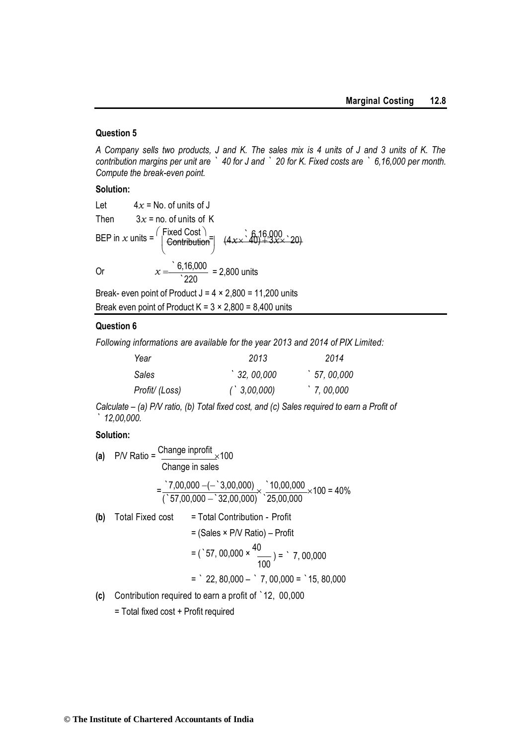### Question 5

*A Company sells two products, J and K. The sales mix is 4 units of J and 3 units of K. The contribution margins per unit are ` 40 for J and ` 20 for K. Fixed costs are ` 6,16,000 per month. Compute the break-even point.*

**Solution:**

Let $4x$ = No. of units of J

Then $3x$ = no. of units of K

BEP in $x$ units = $\left(\frac{\text{Fixed Cost}}{\text{Contribution}}\right) = \frac{\text{` }6,16,000}{(4x \times \text{` }40) + 3x \times \text{` }20)}$

Or $x = \frac{\text{` }6,16,000}{\text{` }220}$ = 2,800 units

Break- even point of Product J = 4 × 2,800 = 11,200 units

Break even point of Product K = 3 × 2,800 = 8,400 units

### Question 6

*Following informations are available for the year 2013 and 2014 of PIX Limited:*

| Year | 2013 | 2014 |
|---|---|---|
| Sales | ` 32, 00,000 | ` 57, 00,000 |
| Profit/ (Loss) | (` 3,00,000) | ` 7, 00,000 |

*Calculate – (a) P/V ratio, (b) Total fixed cost, and (c) Sales required to earn a Profit of ` 12,00,000.*

**Solution:**

**(a)** P/V Ratio = $\frac{\text{Change inprofit}}{\text{Change in sales}} \times 100$

$= \frac{\text{`}7,00,000 - (-\text{`}3,00,000)}{(\text{`}57,00,000 - \text{`}32,00,000)} \times \frac{\text{`}10,00,000}{\text{`}25,00,000} \times 100 = 40\%$

**(b)** Total Fixed cost = Total Contribution - Profit

= (Sales × P/V Ratio) – Profit

= (`57, 00,000 × $\frac{40}{100}$) = ` 7, 00,000

= ` 22, 80,000 – ` 7, 00,000 = `15, 80,000

**(c)** Contribution required to earn a profit of `12, 00,000

= Total fixed cost + Profit required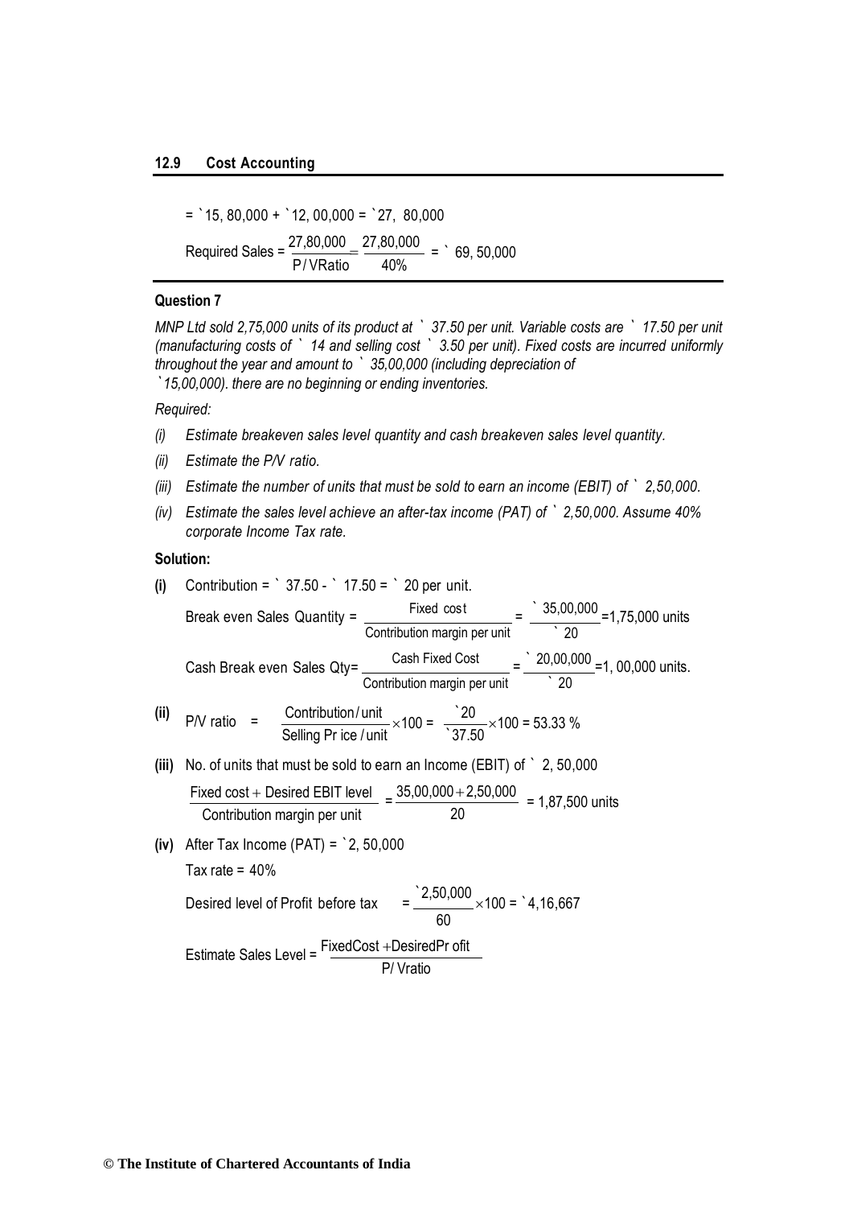= ` 15, 80,000 + ` 12, 00,000 = ` 27, 80,000

$$\text{Required Sales} = \frac{27,80,000}{\text{P/VRatio}} = \frac{27,80,000}{40\%} = \text{` } 69,50,000$$

**Question 7**

*MNP Ltd sold 2,75,000 units of its product at ` 37.50 per unit. Variable costs are ` 17.50 per unit (manufacturing costs of ` 14 and selling cost ` 3.50 per unit). Fixed costs are incurred uniformly throughout the year and amount to ` 35,00,000 (including depreciation of ` 15,00,000). there are no beginning or ending inventories.*

*Required:*

*(i) Estimate breakeven sales level quantity and cash breakeven sales level quantity.*

*(ii) Estimate the P/V ratio.*

*(iii) Estimate the number of units that must be sold to earn an income (EBIT) of ` 2,50,000.*

*(iv) Estimate the sales level achieve an after-tax income (PAT) of ` 2,50,000. Assume 40% corporate Income Tax rate.*

**Solution:**

**(i)** Contribution = ` 37.50 - ` 17.50 = ` 20 per unit.

$$\text{Break even Sales Quantity} = \frac{\text{Fixed cost}}{\text{Contribution margin per unit}} = \frac{\text{` } 35,00,000}{\text{` } 20} = 1,75,000 \text{ units}$$

$$\text{Cash Break even Sales Qty} = \frac{\text{Cash Fixed Cost}}{\text{Contribution margin per unit}} = \frac{\text{` } 20,00,000}{\text{` } 20} = 1,00,000 \text{ units.}$$

**(ii)**
$$\text{P/V ratio} = \frac{\text{Contribution/unit}}{\text{Selling Price/unit}} \times 100 = \frac{\text{` } 20}{\text{` } 37.50} \times 100 = 53.33\ \%$$

**(iii)** No. of units that must be sold to earn an Income (EBIT) of ` 2, 50,000

$$\frac{\text{Fixed cost} + \text{Desired EBIT level}}{\text{Contribution margin per unit}} = \frac{35,00,000 + 2,50,000}{20} = 1,87,500 \text{ units}$$

**(iv)** After Tax Income (PAT) = ` 2, 50,000

Tax rate = 40%

$$\text{Desired level of Profit before tax} = \frac{\text{` } 2,50,000}{60} \times 100 = \text{` } 4,16,667$$

$$\text{Estimate Sales Level} = \frac{\text{FixedCost} + \text{DesiredProfit}}{\text{P/Vratio}}$$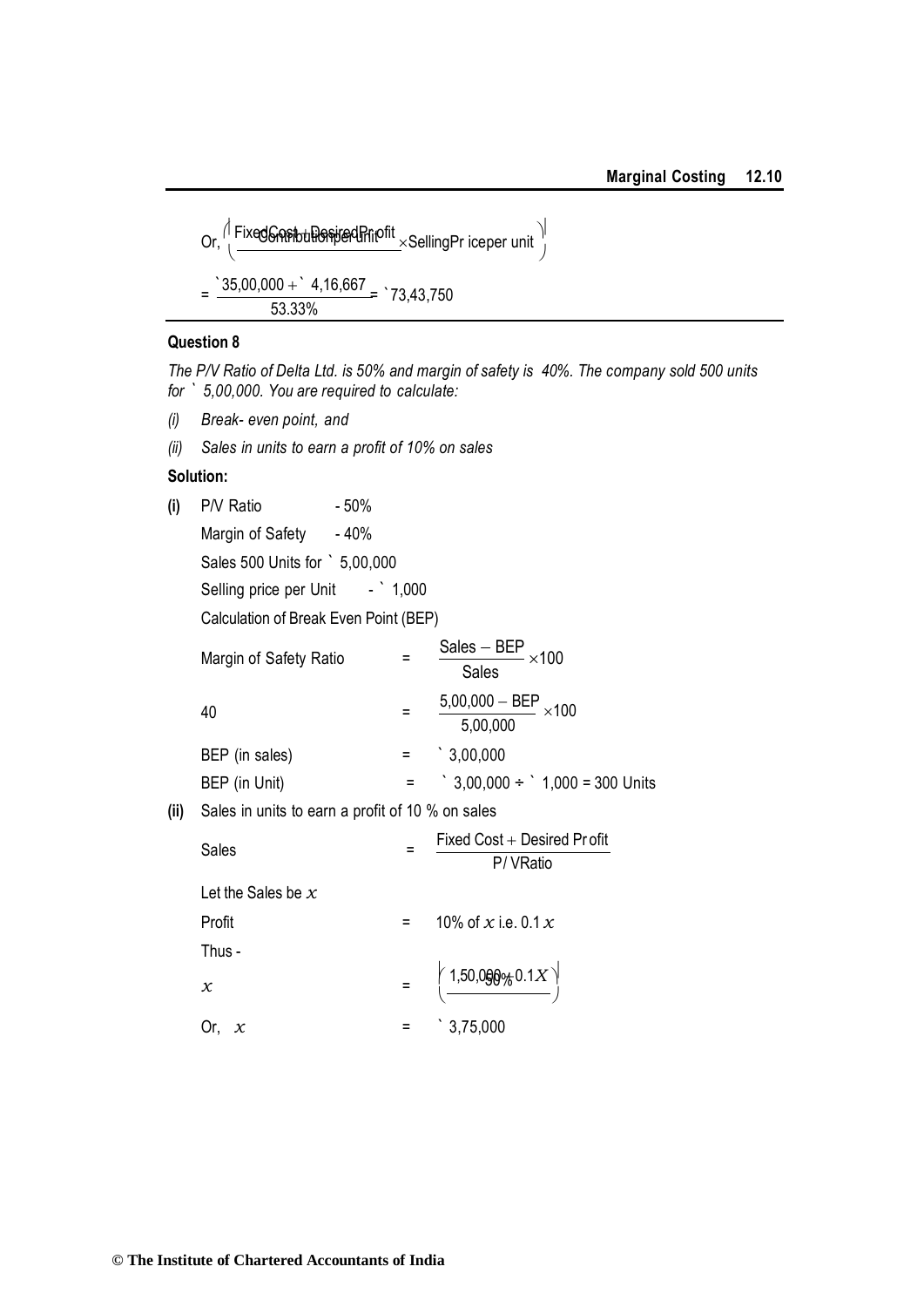Or, $\left(\dfrac{\text{Fixed Cost} + \text{Desired Profit}}{\text{Contribution per unit}} \times \text{Selling Price per unit}\right)$

$$= \frac{₹35,00,000 + ₹4,16,667}{53.33\%} = ₹73,43,750$$

### Question 8

*The P/V Ratio of Delta Ltd. is 50% and margin of safety is 40%. The company sold 500 units for ₹ 5,00,000. You are required to calculate:*

*(i) Break- even point, and*

*(ii) Sales in units to earn a profit of 10% on sales*

**Solution:**

**(i)** P/V Ratio - 50%

Margin of Safety - 40%

Sales 500 Units for ₹ 5,00,000

Selling price per Unit - ₹ 1,000

Calculation of Break Even Point (BEP)

$$\text{Margin of Safety Ratio} = \frac{\text{Sales} - \text{BEP}}{\text{Sales}} \times 100$$

$$40 = \frac{5,00,000 - \text{BEP}}{5,00,000} \times 100$$

BEP (in sales) = ₹ 3,00,000

BEP (in Unit) = ₹ 3,00,000 ÷ ₹ 1,000 = 300 Units

**(ii)** Sales in units to earn a profit of 10 % on sales

$$\text{Sales} = \frac{\text{Fixed Cost} + \text{Desired Profit}}{\text{P/V Ratio}}$$

Let the Sales be $x$

Profit = 10% of $x$ i.e. $0.1x$

Thus -

$$x = \left(\frac{1,50,000 + 0.1X}{50\%}\right)$$

Or, $x$ = ₹ 3,75,000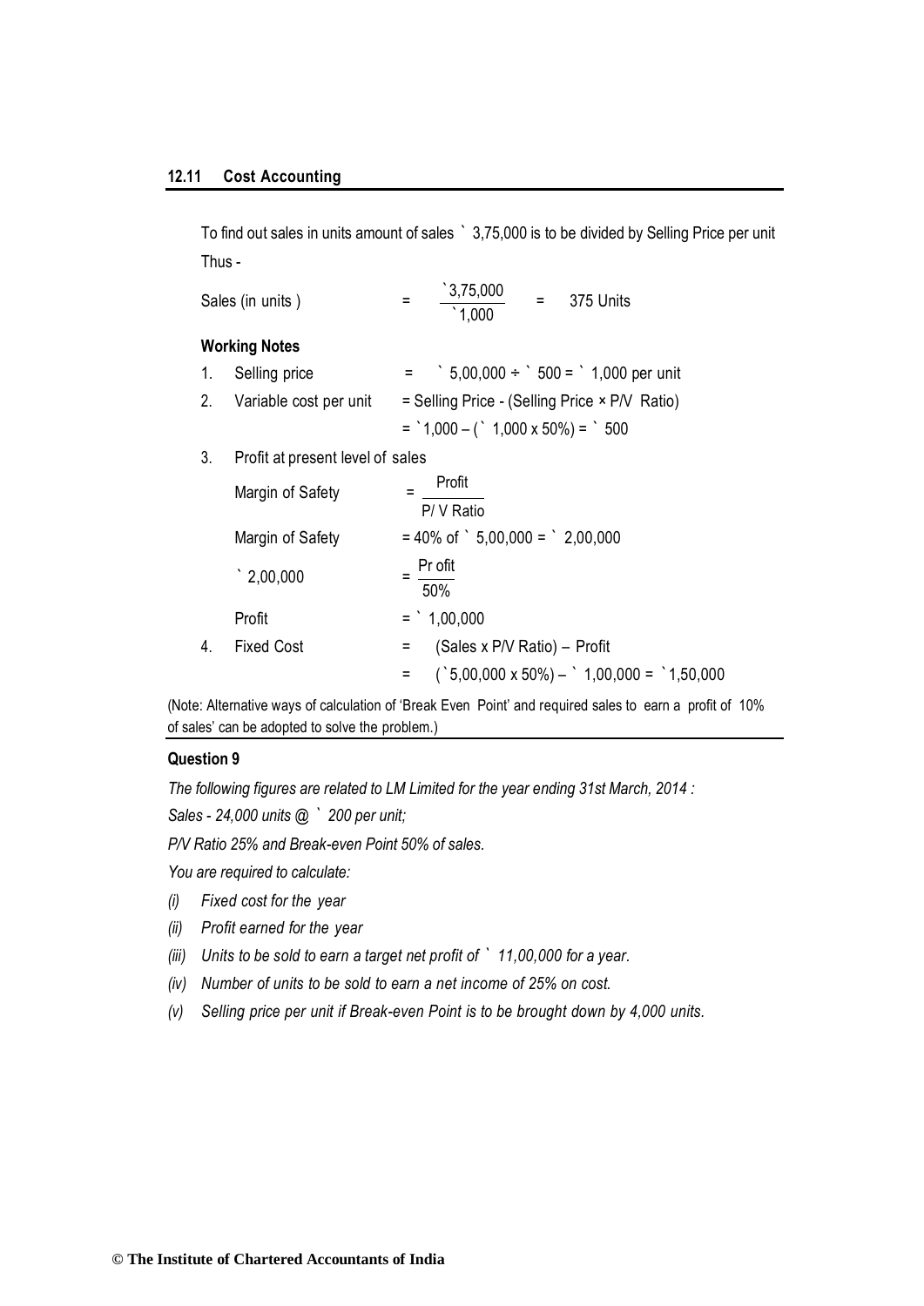To find out sales in units amount of sales ` 3,75,000 is to be divided by Selling Price per unit Thus -

$$\text{Sales (in units)} = \frac{`3,75,000}{`1,000} = 375 \text{ Units}$$

**Working Notes**

1. Selling price = ` 5,00,000 ÷ ` 500 = ` 1,000 per unit
2. Variable cost per unit = Selling Price - (Selling Price × P/V Ratio)
   = `1,000 – (` 1,000 x 50%) = ` 500
3. Profit at present level of sales

   $$\text{Margin of Safety} = \frac{\text{Profit}}{\text{P/ V Ratio}}$$

   Margin of Safety = 40% of ` 5,00,000 = ` 2,00,000

   $$`\ 2,00,000 = \frac{\text{Profit}}{50\%}$$

   Profit = ` 1,00,000
4. Fixed Cost = (Sales x P/V Ratio) – Profit
   = (`5,00,000 x 50%) – ` 1,00,000 = `1,50,000

(Note: Alternative ways of calculation of 'Break Even Point' and required sales to earn a profit of 10% of sales' can be adopted to solve the problem.)

### Question 9

*The following figures are related to LM Limited for the year ending 31st March, 2014 :*

*Sales - 24,000 units @ ` 200 per unit;*

*P/V Ratio 25% and Break-even Point 50% of sales.*

*You are required to calculate:*

*(i) Fixed cost for the year*

*(ii) Profit earned for the year*

*(iii) Units to be sold to earn a target net profit of ` 11,00,000 for a year.*

*(iv) Number of units to be sold to earn a net income of 25% on cost.*

*(v) Selling price per unit if Break-even Point is to be brought down by 4,000 units.*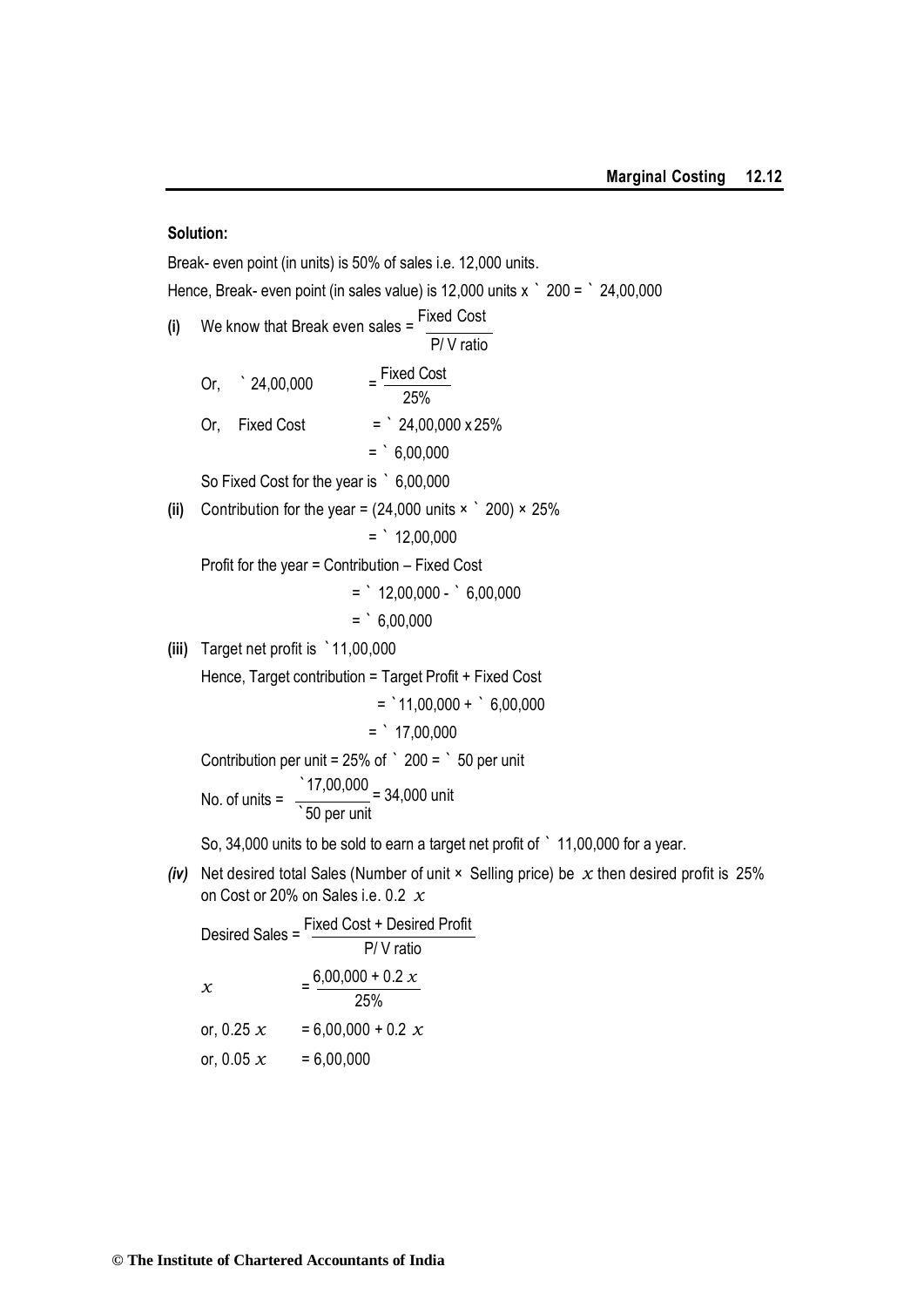**Solution:**

Break- even point (in units) is 50% of sales i.e. 12,000 units.

Hence, Break- even point (in sales value) is 12,000 units x ` 200 = ` 24,00,000

**(i)** We know that Break even sales = $\frac{\text{Fixed Cost}}{\text{P/ V ratio}}$

Or, ` 24,00,000 $= \frac{\text{Fixed Cost}}{25\%}$

Or, Fixed Cost = ` 24,00,000 x 25%

= ` 6,00,000

So Fixed Cost for the year is ` 6,00,000

**(ii)** Contribution for the year = (24,000 units × ` 200) × 25%

= ` 12,00,000

Profit for the year = Contribution – Fixed Cost

= ` 12,00,000 - ` 6,00,000

= ` 6,00,000

**(iii)** Target net profit is `11,00,000

Hence, Target contribution = Target Profit + Fixed Cost

= `11,00,000 + ` 6,00,000

= ` 17,00,000

Contribution per unit = 25% of ` 200 = ` 50 per unit

No. of units = $\frac{\text{`}17{,}00{,}000}{\text{`}50 \text{ per unit}}$ = 34,000 unit

So, 34,000 units to be sold to earn a target net profit of ` 11,00,000 for a year.

***(iv)*** Net desired total Sales (Number of unit × Selling price) be $x$ then desired profit is 25% on Cost or 20% on Sales i.e. 0.2 $x$

Desired Sales = $\frac{\text{Fixed Cost + Desired Profit}}{\text{P/ V ratio}}$

$x = \frac{6{,}00{,}000 + 0.2x}{25\%}$

or, $0.25x = 6{,}00{,}000 + 0.2x$

or, $0.05x = 6{,}00{,}000$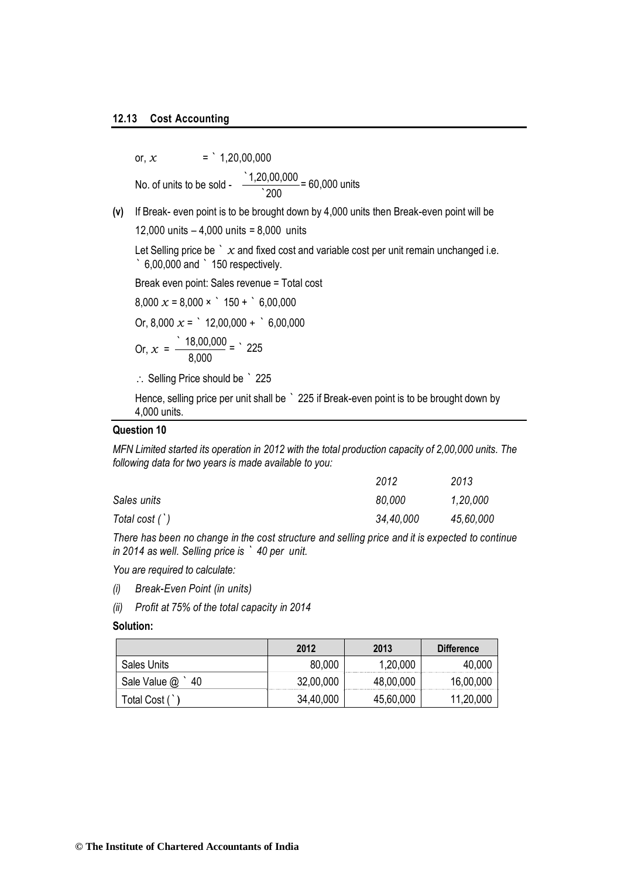or, $x$ = ` 1,20,00,000

No. of units to be sold - $\frac{`1,20,00,000}{`200}$ = 60,000 units

**(v)** If Break- even point is to be brought down by 4,000 units then Break-even point will be

12,000 units – 4,000 units = 8,000 units

Let Selling price be ` $x$ and fixed cost and variable cost per unit remain unchanged i.e. ` 6,00,000 and ` 150 respectively.

Break even point: Sales revenue = Total cost

8,000 $x$ = 8,000 × ` 150 + ` 6,00,000

Or, 8,000 $x$ = ` 12,00,000 + ` 6,00,000

Or, $x$ = $\frac{`18,00,000}{8,000}$ = ` 225

∴ Selling Price should be ` 225

Hence, selling price per unit shall be ` 225 if Break-even point is to be brought down by 4,000 units.

### Question 10

*MFN Limited started its operation in 2012 with the total production capacity of 2,00,000 units. The following data for two years is made available to you:*

| | *2012* | *2013* |
|---|---|---|
| *Sales units* | *80,000* | *1,20,000* |
| *Total cost (`)* | *34,40,000* | *45,60,000* |

*There has been no change in the cost structure and selling price and it is expected to continue in 2014 as well. Selling price is ` 40 per unit.*

*You are required to calculate:*

*(i) Break-Even Point (in units)*

*(ii) Profit at 75% of the total capacity in 2014*

**Solution:**

| | 2012 | 2013 | Difference |
|---|---|---|---|
| Sales Units | 80,000 | 1,20,000 | 40,000 |
| Sale Value @ ` 40 | 32,00,000 | 48,00,000 | 16,00,000 |
| Total Cost (`) | 34,40,000 | 45,60,000 | 11,20,000 |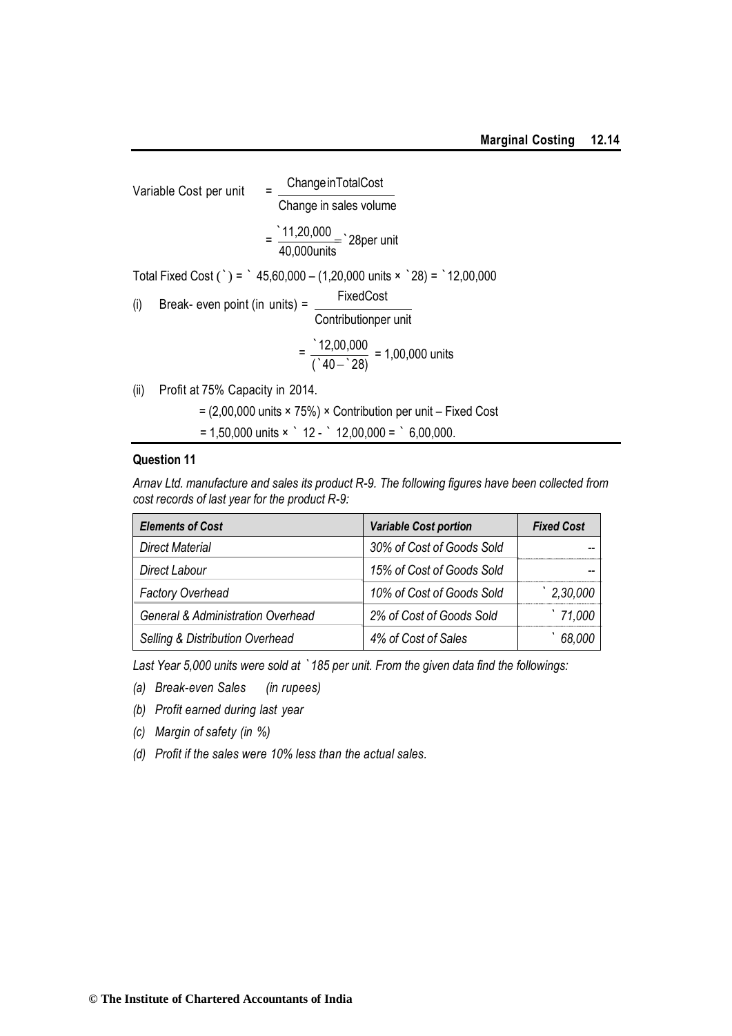Variable Cost per unit $= \dfrac{\text{Change in Total Cost}}{\text{Change in sales volume}}$

$= \dfrac{`11,20,000}{40,000 \text{ units}} = `28 \text{ per unit}$

Total Fixed Cost (`) = ` 45,60,000 – (1,20,000 units × `28) = `12,00,000

(i) Break- even point (in units) $= \dfrac{\text{Fixed Cost}}{\text{Contribution per unit}}$

$= \dfrac{`12,00,000}{(`40 - `28)} = 1,00,000 \text{ units}$

(ii) Profit at 75% Capacity in 2014.

= (2,00,000 units × 75%) × Contribution per unit – Fixed Cost

= 1,50,000 units × ` 12 - ` 12,00,000 = ` 6,00,000.

### Question 11

*Arnav Ltd. manufacture and sales its product R-9. The following figures have been collected from cost records of last year for the product R-9:*

| *Elements of Cost* | *Variable Cost portion* | *Fixed Cost* |
|---|---|---|
| *Direct Material* | *30% of Cost of Goods Sold* | -- |
| *Direct Labour* | *15% of Cost of Goods Sold* | -- |
| *Factory Overhead* | *10% of Cost of Goods Sold* | *` 2,30,000* |
| *General & Administration Overhead* | *2% of Cost of Goods Sold* | *` 71,000* |
| *Selling & Distribution Overhead* | *4% of Cost of Sales* | *` 68,000* |

*Last Year 5,000 units were sold at `185 per unit. From the given data find the followings:*

*(a) Break-even Sales (in rupees)*

*(b) Profit earned during last year*

*(c) Margin of safety (in %)*

*(d) Profit if the sales were 10% less than the actual sales.*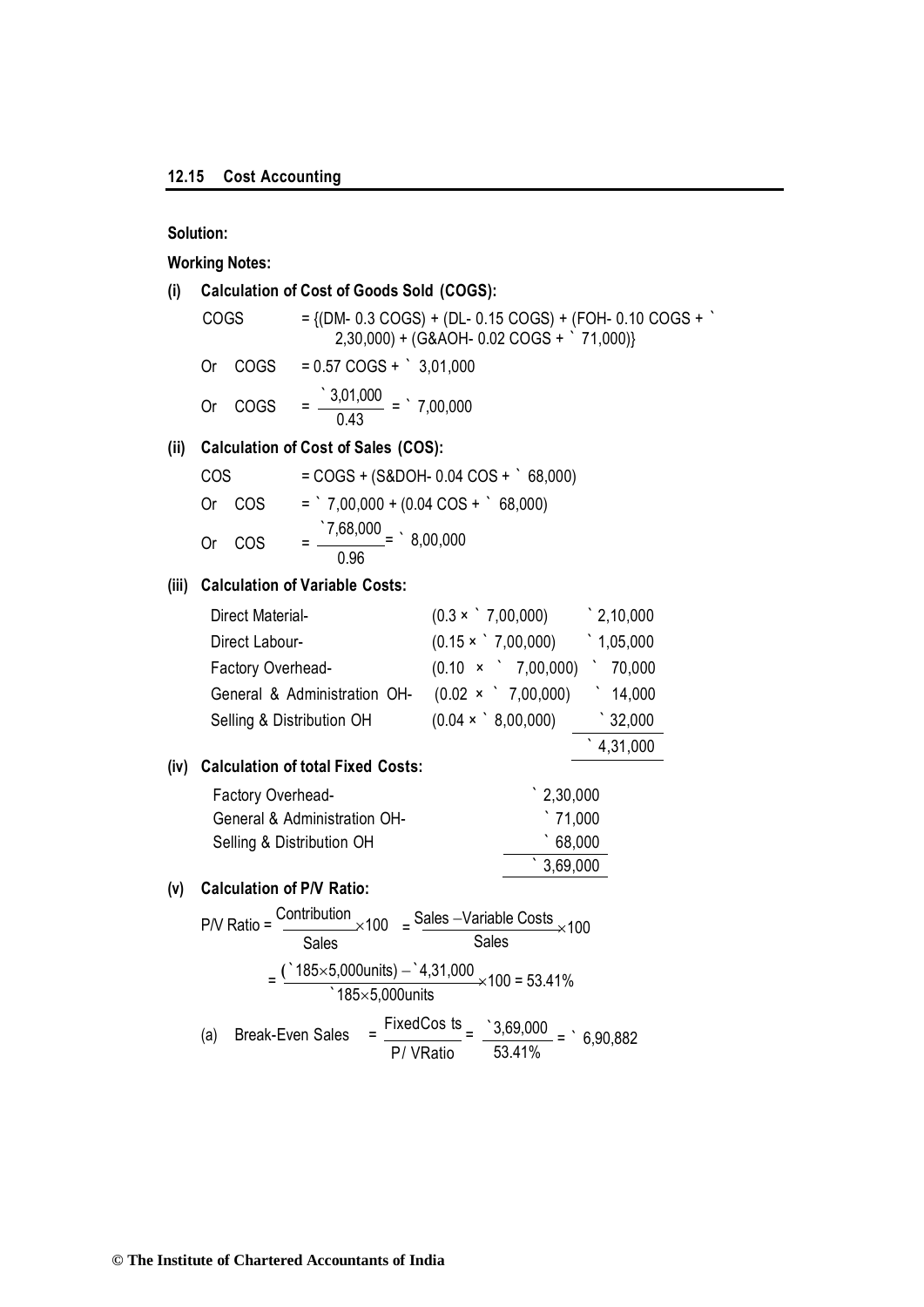**Solution:**

**Working Notes:**

**(i) Calculation of Cost of Goods Sold (COGS):**

COGS = {(DM- 0.3 COGS) + (DL- 0.15 COGS) + (FOH- 0.10 COGS + ` 2,30,000) + (G&AOH- 0.02 COGS + ` 71,000)}

Or COGS = 0.57 COGS + ` 3,01,000

Or COGS $= \frac{\text{` } 3,01,000}{0.43} =$ ` 7,00,000

**(ii) Calculation of Cost of Sales (COS):**

COS = COGS + (S&DOH- 0.04 COS + ` 68,000)

Or COS = ` 7,00,000 + (0.04 COS + ` 68,000)

Or COS $= \frac{\text{` } 7,68,000}{0.96} =$ ` 8,00,000

**(iii) Calculation of Variable Costs:**

| | | |
|---|---|---|
| Direct Material- | (0.3 × ` 7,00,000) | ` 2,10,000 |
| Direct Labour- | (0.15 × ` 7,00,000) | ` 1,05,000 |
| Factory Overhead- | (0.10 × ` 7,00,000) | ` 70,000 |
| General & Administration OH- | (0.02 × ` 7,00,000) | ` 14,000 |
| Selling & Distribution OH | (0.04 × ` 8,00,000) | ` 32,000 |
| | | ` 4,31,000 |

**(iv) Calculation of total Fixed Costs:**

| | |
|---|---|
| Factory Overhead- | ` 2,30,000 |
| General & Administration OH- | ` 71,000 |
| Selling & Distribution OH | ` 68,000 |
| | ` 3,69,000 |

**(v) Calculation of P/V Ratio:**

$$\text{P/V Ratio} = \frac{\text{Contribution}}{\text{Sales}} \times 100 = \frac{\text{Sales} - \text{Variable Costs}}{\text{Sales}} \times 100$$

$$= \frac{(\text{` } 185 \times 5,000 \text{units}) - \text{` } 4,31,000}{\text{` } 185 \times 5,000 \text{units}} \times 100 = 53.41\%$$

(a) Break-Even Sales $= \frac{\text{Fixed Costs}}{\text{P/V Ratio}} = \frac{\text{` } 3,69,000}{53.41\%} =$ ` 6,90,882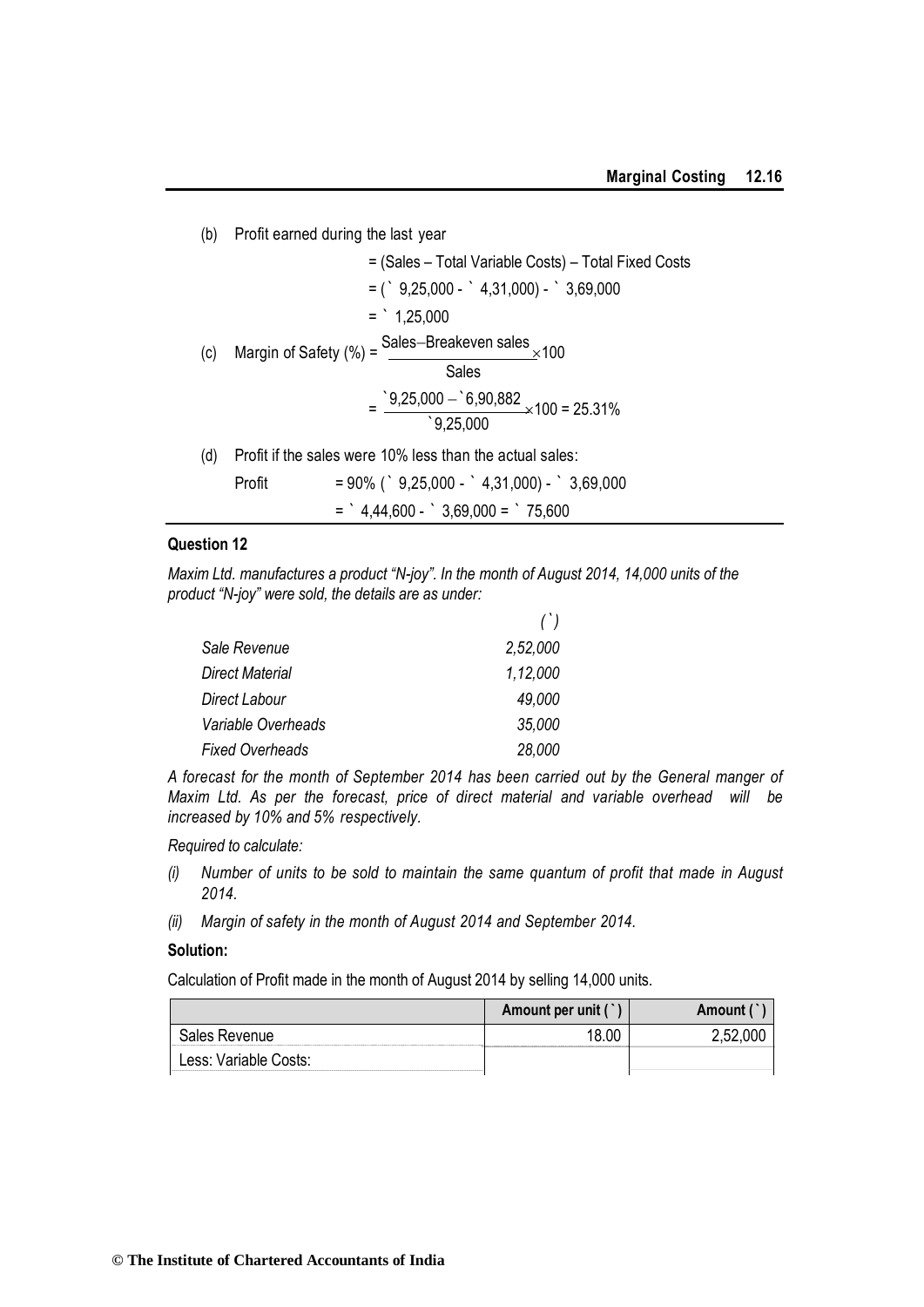(b) Profit earned during the last year

= (Sales – Total Variable Costs) – Total Fixed Costs

= (` 9,25,000 - ` 4,31,000) - ` 3,69,000

= ` 1,25,000

(c) Margin of Safety (%) = $\frac{\text{Sales} - \text{Breakeven sales}}{\text{Sales}} \times 100$

$= \frac{₹9{,}25{,}000 - ₹6{,}90{,}882}{₹9{,}25{,}000} \times 100 = 25.31\%$

(d) Profit if the sales were 10% less than the actual sales:

Profit = 90% (` 9,25,000 - ` 4,31,000) - ` 3,69,000

= ` 4,44,600 - ` 3,69,000 = ` 75,600

**Question 12**

*Maxim Ltd. manufactures a product "N-joy". In the month of August 2014, 14,000 units of the product "N-joy" were sold, the details are as under:*

| | *(`)* |
|---|---|
| *Sale Revenue* | *2,52,000* |
| *Direct Material* | *1,12,000* |
| *Direct Labour* | *49,000* |
| *Variable Overheads* | *35,000* |
| *Fixed Overheads* | *28,000* |

*A forecast for the month of September 2014 has been carried out by the General manger of Maxim Ltd. As per the forecast, price of direct material and variable overhead will be increased by 10% and 5% respectively.*

*Required to calculate:*

*(i) Number of units to be sold to maintain the same quantum of profit that made in August 2014.*

*(ii) Margin of safety in the month of August 2014 and September 2014.*

**Solution:**

Calculation of Profit made in the month of August 2014 by selling 14,000 units.

| | Amount per unit (`) | Amount (`) |
|---|---|---|
| Sales Revenue | 18.00 | 2,52,000 |
| Less: Variable Costs: | | |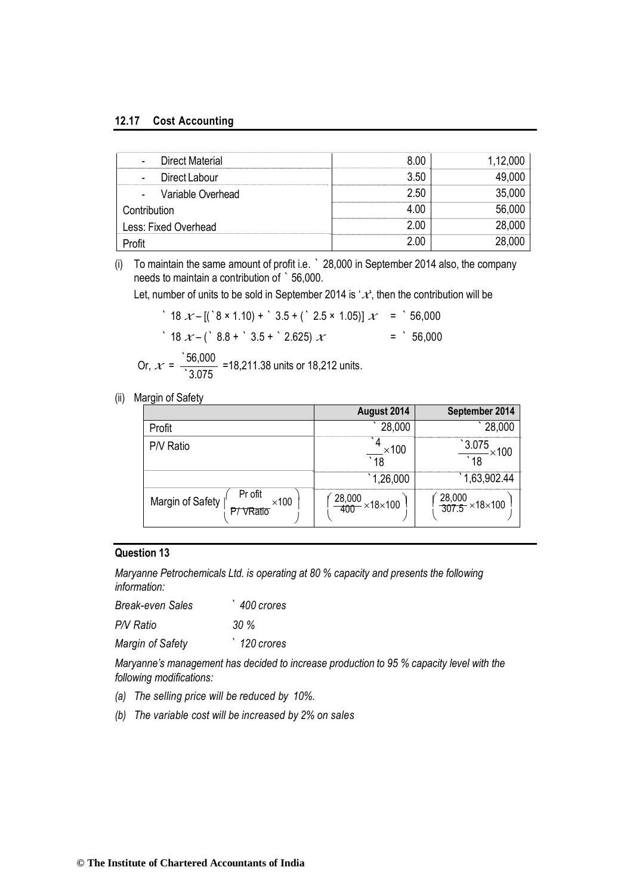| | | |
|---|---|---|
| - Direct Material | 8.00 | 1,12,000 |
| - Direct Labour | 3.50 | 49,000 |
| - Variable Overhead | 2.50 | 35,000 |
| Contribution | 4.00 | 56,000 |
| Less: Fixed Overhead | 2.00 | 28,000 |
| Profit | 2.00 | 28,000 |

(i) To maintain the same amount of profit i.e. ` 28,000 in September 2014 also, the company needs to maintain a contribution of ` 56,000.

Let, number of units to be sold in September 2014 is '$x$', then the contribution will be

$$\text{` } 18\,x - [(\text{` } 8 \times 1.10) + \text{` } 3.5 + (\text{` } 2.5 \times 1.05)]\,x = \text{` } 56{,}000$$

$$\text{` } 18\,x - (\text{` } 8.8 + \text{` } 3.5 + \text{` } 2.625)\,x = \text{` } 56{,}000$$

Or, $x = \dfrac{\text{` }56{,}000}{\text{` }3.075}$ =18,211.38 units or 18,212 units.

(ii) Margin of Safety

| | August 2014 | September 2014 |
|---|---|---|
| Profit | ` 28,000 | ` 28,000 |
| P/V Ratio | $\dfrac{\text{` }4}{\text{` }18}\times 100$ | $\dfrac{\text{` }3.075}{\text{` }18}\times 100$ |
| | ` 1,26,000 | ` 1,63,902.44 |
| Margin of Safety $\left(\dfrac{\text{Profit}}{\text{P/VRatio}}\times 100\right)$ | $\left(\dfrac{28{,}000}{400}\times 18\times 100\right)$ | $\left(\dfrac{28{,}000}{307.5}\times 18\times 100\right)$ |

## Question 13

*Maryanne Petrochemicals Ltd. is operating at 80 % capacity and presents the following information:*

| | |
|---|---|
| *Break-even Sales* | *` 400 crores* |
| *P/V Ratio* | *30 %* |
| *Margin of Safety* | *` 120 crores* |

*Maryanne's management has decided to increase production to 95 % capacity level with the following modifications:*

*(a) The selling price will be reduced by 10%.*

*(b) The variable cost will be increased by 2% on sales*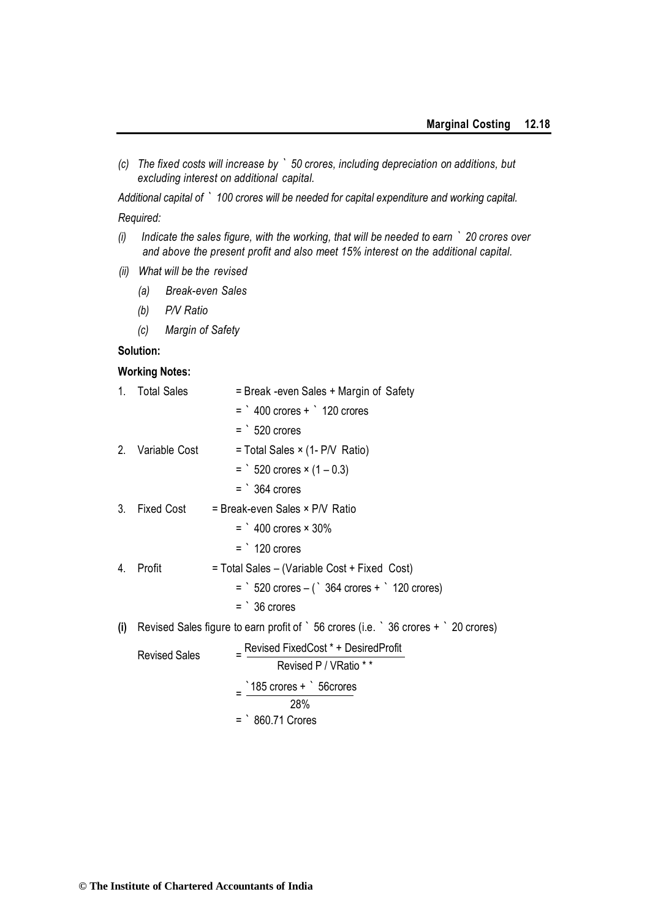*(c) The fixed costs will increase by ` 50 crores, including depreciation on additions, but excluding interest on additional capital.*

*Additional capital of ` 100 crores will be needed for capital expenditure and working capital.*

*Required:*

*(i) Indicate the sales figure, with the working, that will be needed to earn ` 20 crores over and above the present profit and also meet 15% interest on the additional capital.*

*(ii) What will be the revised*

*(a) Break-even Sales*

*(b) P/V Ratio*

*(c) Margin of Safety*

**Solution:**

**Working Notes:**

1. Total Sales = Break -even Sales + Margin of Safety

   = ` 400 crores + ` 120 crores

   = ` 520 crores

2. Variable Cost = Total Sales × (1- P/V Ratio)

   = ` 520 crores × (1 – 0.3)

   = ` 364 crores

3. Fixed Cost = Break-even Sales × P/V Ratio

   = ` 400 crores × 30%

   = ` 120 crores

4. Profit = Total Sales – (Variable Cost + Fixed Cost)

   = ` 520 crores – (` 364 crores + ` 120 crores)

   = ` 36 crores

**(i)** Revised Sales figure to earn profit of ` 56 crores (i.e. ` 36 crores + ` 20 crores)

$$\text{Revised Sales} = \frac{\text{Revised Fixed Cost * + Desired Profit}}{\text{Revised P / V Ratio * *}}$$

$$= \frac{\text{` }185 \text{ crores + ` } 56 \text{crores}}{28\%}$$

= ` 860.71 Crores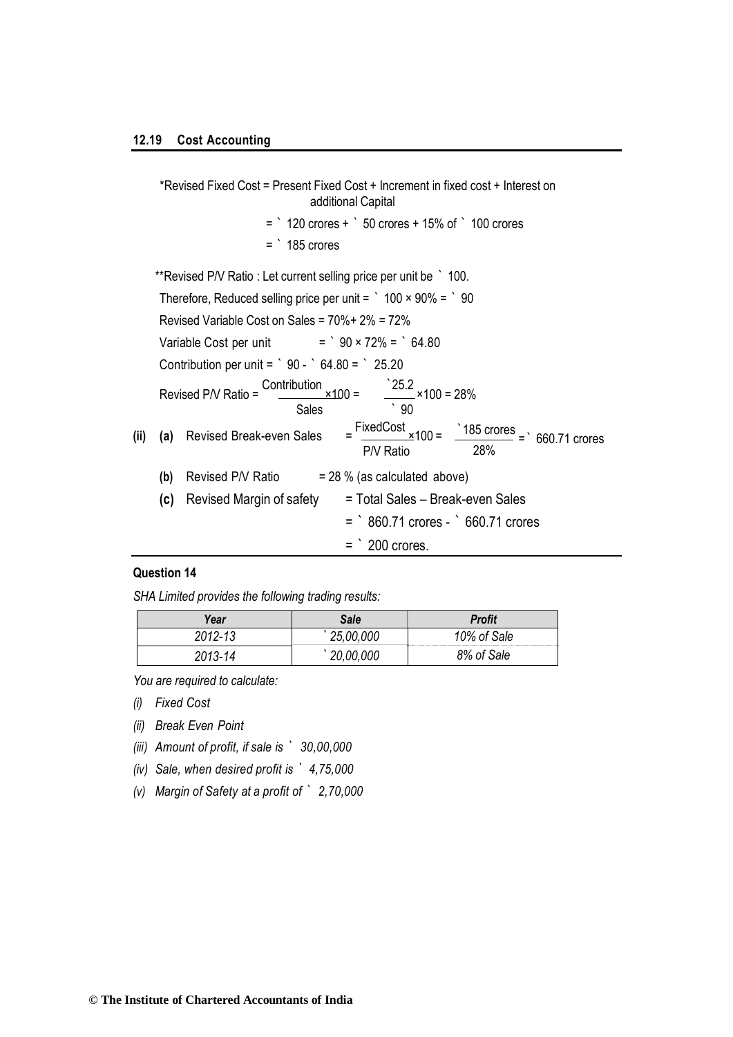*Revised Fixed Cost = Present Fixed Cost + Increment in fixed cost + Interest on additional Capital

= ` 120 crores + ` 50 crores + 15% of ` 100 crores

= ` 185 crores

**Revised P/V Ratio : Let current selling price per unit be ` 100.

Therefore, Reduced selling price per unit = ` 100 × 90% = ` 90

Revised Variable Cost on Sales = 70%+ 2% = 72%

Variable Cost per unit = ` 90 × 72% = ` 64.80

Contribution per unit = ` 90 - ` 64.80 = ` 25.20

Revised P/V Ratio = $\frac{\text{Contribution}}{\text{Sales}} \times 100 = \frac{`25.2}{`90} \times 100 = 28\%$

**(ii)** **(a)** Revised Break-even Sales $= \frac{\text{FixedCost}}{\text{P/V Ratio}} \times 100 = \frac{`185 \text{ crores}}{28\%} =$ ` 660.71 crores

**(b)** Revised P/V Ratio = 28 % (as calculated above)

**(c)** Revised Margin of safety = Total Sales – Break-even Sales

= ` 860.71 crores - ` 660.71 crores

= ` 200 crores.

**Question 14**

*SHA Limited provides the following trading results:*

| *Year* | *Sale* | *Profit* |
|---|---|---|
| *2012-13* | *` 25,00,000* | *10% of Sale* |
| *2013-14* | *` 20,00,000* | *8% of Sale* |

*You are required to calculate:*

*(i) Fixed Cost*

*(ii) Break Even Point*

*(iii) Amount of profit, if sale is ` 30,00,000*

*(iv) Sale, when desired profit is ` 4,75,000*

*(v) Margin of Safety at a profit of ` 2,70,000*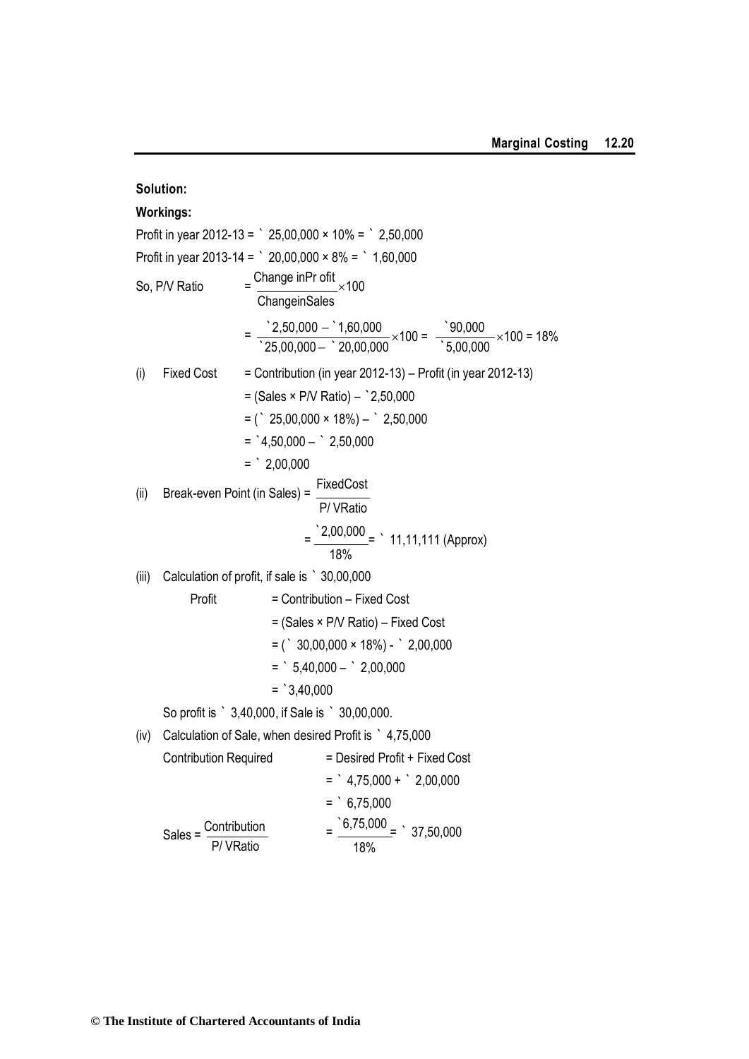**Solution:**

**Workings:**

Profit in year 2012-13 = ` 25,00,000 × 10% = ` 2,50,000

Profit in year 2013-14 = ` 20,00,000 × 8% = ` 1,60,000

So, P/V Ratio $= \frac{\text{Change in Profit}}{\text{Change in Sales}} \times 100$

$$= \frac{`2,50,000 - `1,60,000}{`25,00,000 - `20,00,000} \times 100 = \frac{`90,000}{`5,00,000} \times 100 = 18\%$$

(i) Fixed Cost = Contribution (in year 2012-13) – Profit (in year 2012-13)

= (Sales × P/V Ratio) – `2,50,000

= (` 25,00,000 × 18%) – ` 2,50,000

= `4,50,000 – ` 2,50,000

= ` 2,00,000

(ii) Break-even Point (in Sales) $= \frac{\text{Fixed Cost}}{\text{P/ V Ratio}}$

$$= \frac{`2,00,000}{18\%} = ` \ 11,11,111 \text{ (Approx)}$$

(iii) Calculation of profit, if sale is ` 30,00,000

Profit = Contribution – Fixed Cost

= (Sales × P/V Ratio) – Fixed Cost

= (` 30,00,000 × 18%) - ` 2,00,000

= ` 5,40,000 – ` 2,00,000

= `3,40,000

So profit is ` 3,40,000, if Sale is ` 30,00,000.

(iv) Calculation of Sale, when desired Profit is ` 4,75,000

Contribution Required = Desired Profit + Fixed Cost

= ` 4,75,000 + ` 2,00,000

= ` 6,75,000

Sales $= \frac{\text{Contribution}}{\text{P/ V Ratio}} = \frac{`6,75,000}{18\%} = ` \ 37,50,000$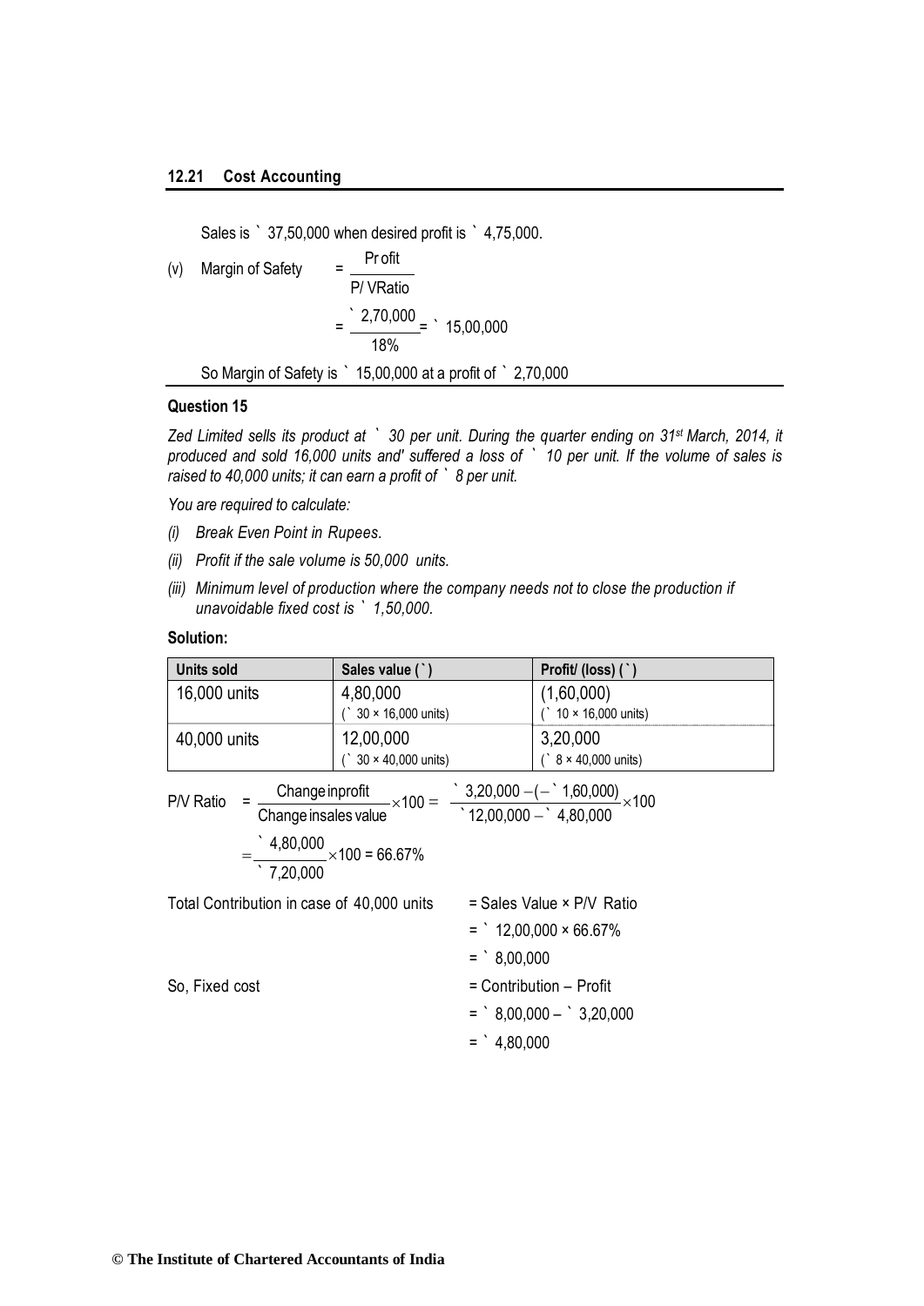Sales is ` 37,50,000 when desired profit is ` 4,75,000.

(v) Margin of Safety $= \frac{\text{Profit}}{\text{P/V Ratio}}$

$= \frac{\text{` } 2,70,000}{18\%} = \text{` } 15,00,000$

So Margin of Safety is ` 15,00,000 at a profit of ` 2,70,000

**Question 15**

*Zed Limited sells its product at ` 30 per unit. During the quarter ending on 31st March, 2014, it produced and sold 16,000 units and' suffered a loss of ` 10 per unit. If the volume of sales is raised to 40,000 units; it can earn a profit of ` 8 per unit.*

*You are required to calculate:*

*(i) Break Even Point in Rupees.*

*(ii) Profit if the sale volume is 50,000 units.*

*(iii) Minimum level of production where the company needs not to close the production if unavoidable fixed cost is ` 1,50,000.*

**Solution:**

| Units sold | Sales value (`) | Profit/ (loss) (`) |
|---|---|---|
| 16,000 units | 4,80,000 (` 30 × 16,000 units) | (1,60,000) (` 10 × 16,000 units) |
| 40,000 units | 12,00,000 (` 30 × 40,000 units) | 3,20,000 (` 8 × 40,000 units) |

$$\text{P/V Ratio} = \frac{\text{Change in profit}}{\text{Change in sales value}} \times 100 = \frac{\text{` } 3,20,000 - (-\text{` } 1,60,000)}{\text{` } 12,00,000 - \text{` } 4,80,000} \times 100$$

$$= \frac{\text{` } 4,80,000}{\text{` } 7,20,000} \times 100 = 66.67\%$$

Total Contribution in case of 40,000 units = Sales Value × P/V Ratio

= ` 12,00,000 × 66.67%

= ` 8,00,000

So, Fixed cost = Contribution – Profit

= ` 8,00,000 – ` 3,20,000

= ` 4,80,000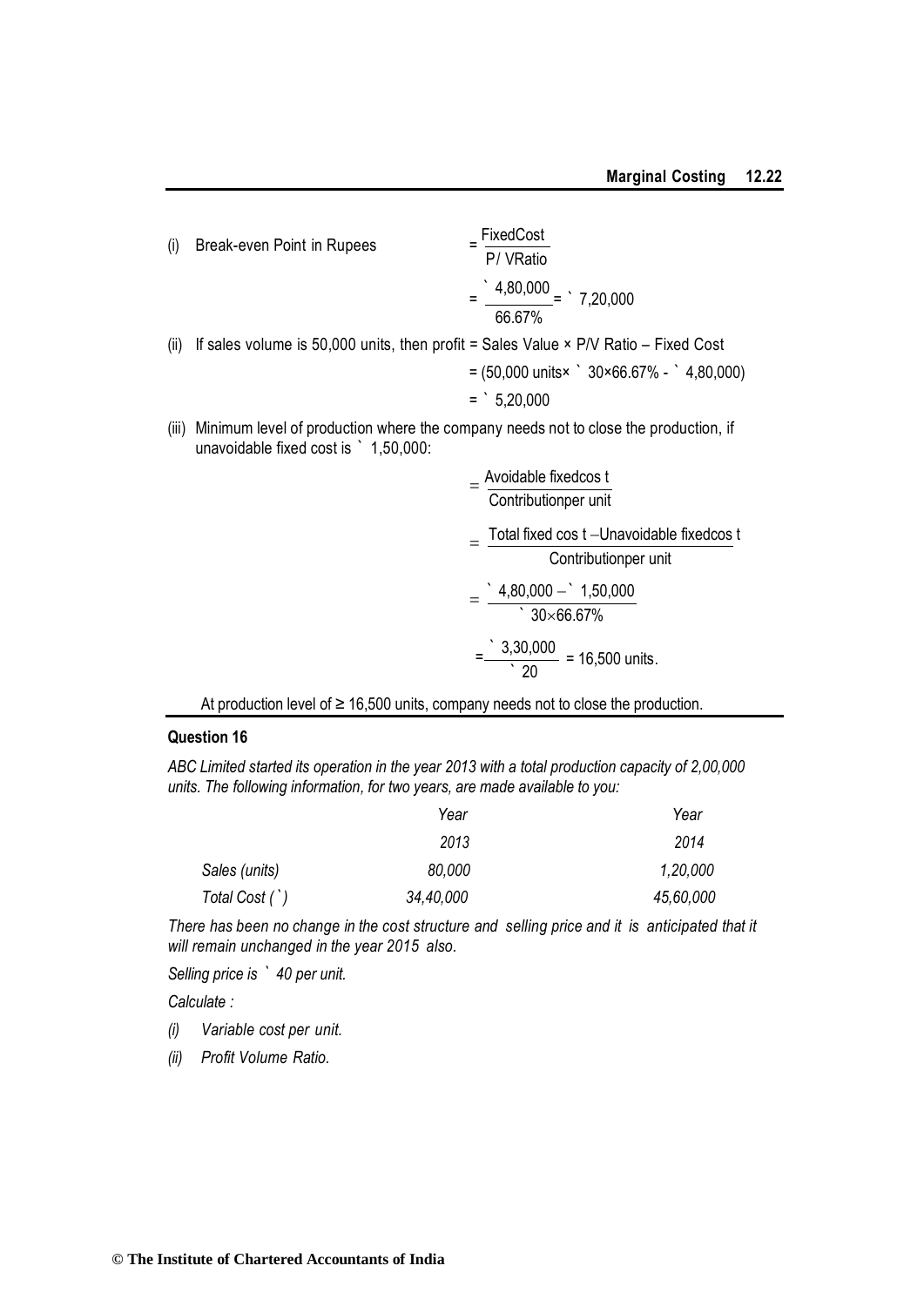(i) Break-even Point in Rupees $= \frac{\text{Fixed Cost}}{\text{P/ V Ratio}}$

$$= \frac{₹\ 4,80,000}{66.67\%} = ₹\ 7,20,000$$

(ii) If sales volume is 50,000 units, then profit = Sales Value × P/V Ratio – Fixed Cost

$$= (50,000 \text{ units} \times ₹\ 30 \times 66.67\% - ₹\ 4,80,000)$$

$$= ₹\ 5,20,000$$

(iii) Minimum level of production where the company needs not to close the production, if unavoidable fixed cost is ₹ 1,50,000:

$$= \frac{\text{Avoidable fixed cost}}{\text{Contribution per unit}}$$

$$= \frac{\text{Total fixed cost} - \text{Unavoidable fixed cost}}{\text{Contribution per unit}}$$

$$= \frac{₹\ 4,80,000 - ₹\ 1,50,000}{₹\ 30 \times 66.67\%}$$

$$= \frac{₹\ 3,30,000}{₹\ 20} = 16,500 \text{ units.}$$

At production level of ≥ 16,500 units, company needs not to close the production.

**Question 16**

*ABC Limited started its operation in the year 2013 with a total production capacity of 2,00,000 units. The following information, for two years, are made available to you:*

| | *Year 2013* | *Year 2014* |
|---|---|---|
| *Sales (units)* | *80,000* | *1,20,000* |
| *Total Cost (₹)* | *34,40,000* | *45,60,000* |

*There has been no change in the cost structure and selling price and it is anticipated that it will remain unchanged in the year 2015 also.*

*Selling price is ₹ 40 per unit.*

*Calculate :*

*(i) Variable cost per unit.*

*(ii) Profit Volume Ratio.*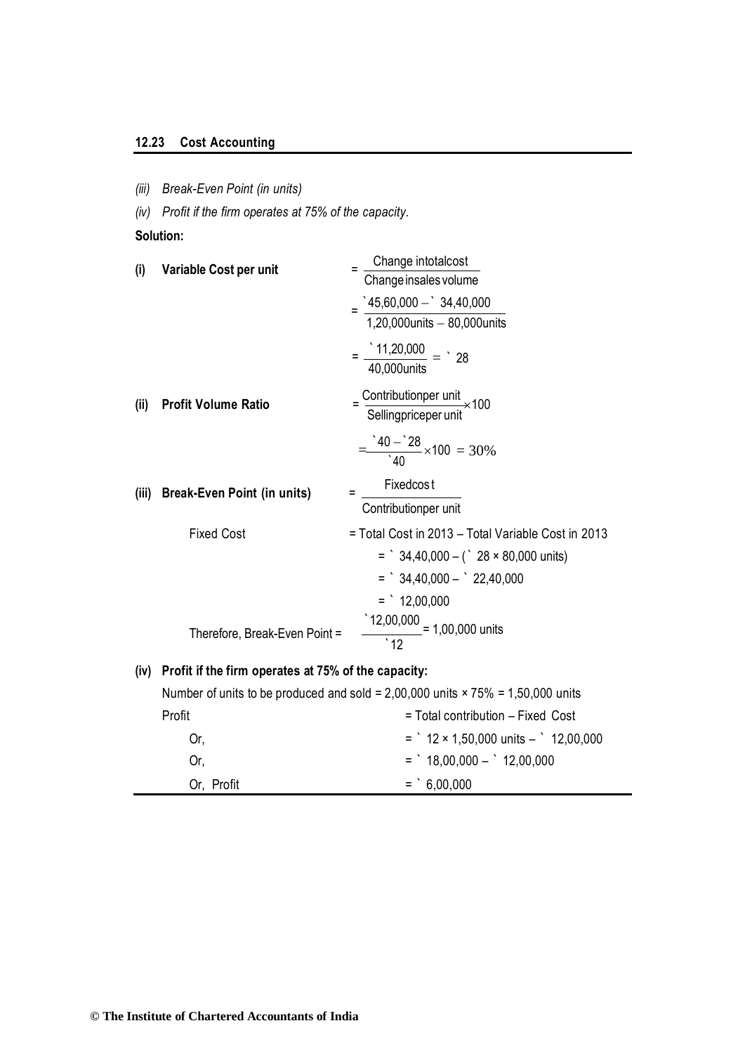*(iii) Break-Even Point (in units)*

*(iv) Profit if the firm operates at 75% of the capacity.*

**Solution:**

**(i) Variable Cost per unit**

$$= \frac{\text{Change in total cost}}{\text{Change in sales volume}}$$

$$= \frac{₹45,60,000 - ₹34,40,000}{1,20,000 \text{ units} - 80,000 \text{ units}}$$

$$= \frac{₹11,20,000}{40,000 \text{ units}} = ₹28$$

**(ii) Profit Volume Ratio**

$$= \frac{\text{Contribution per unit}}{\text{Selling price per unit}} \times 100$$

$$= \frac{₹40 - ₹28}{₹40} \times 100 = 30\%$$

**(iii) Break-Even Point (in units)**

$$= \frac{\text{Fixed cost}}{\text{Contribution per unit}}$$

Fixed Cost = Total Cost in 2013 – Total Variable Cost in 2013

= ₹ 34,40,000 – (₹ 28 × 80,000 units)

= ₹ 34,40,000 – ₹ 22,40,000

= ₹ 12,00,000

Therefore, Break-Even Point = $\frac{₹12,00,000}{₹12}$ = 1,00,000 units

**(iv) Profit if the firm operates at 75% of the capacity:**

Number of units to be produced and sold = 2,00,000 units × 75% = 1,50,000 units

Profit = Total contribution – Fixed Cost

Or, = ₹ 12 × 1,50,000 units – ₹ 12,00,000

Or, = ₹ 18,00,000 – ₹ 12,00,000

Or, Profit = ₹ 6,00,000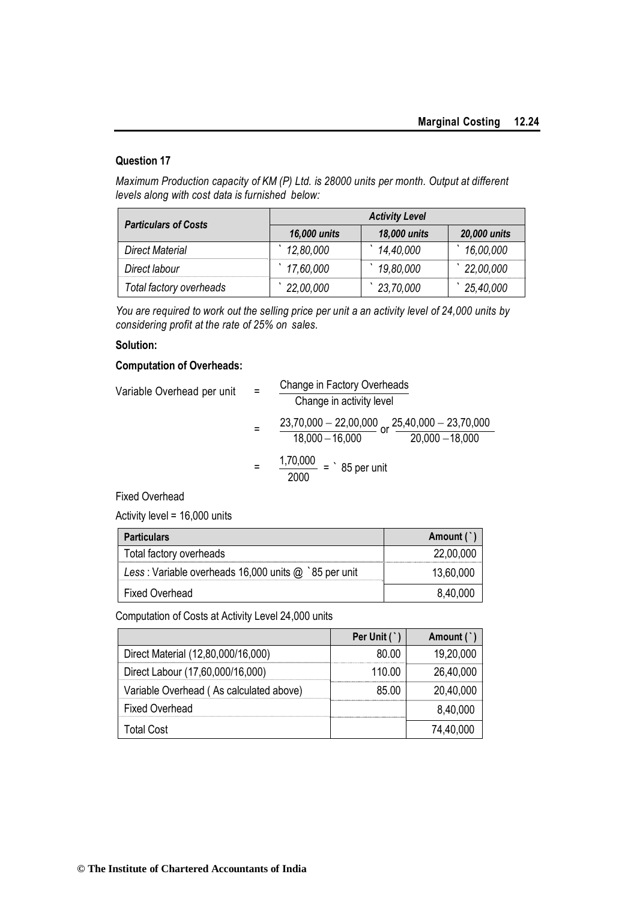**Question 17**

*Maximum Production capacity of KM (P) Ltd. is 28000 units per month. Output at different levels along with cost data is furnished below:*

| *Particulars of Costs* | *Activity Level* | | |
|---|---|---|---|
| | *16,000 units* | *18,000 units* | *20,000 units* |
| *Direct Material* | ` *12,80,000* | ` *14,40,000* | ` *16,00,000* |
| *Direct labour* | ` *17,60,000* | ` *19,80,000* | ` *22,00,000* |
| *Total factory overheads* | ` *22,00,000* | ` *23,70,000* | ` *25,40,000* |

*You are required to work out the selling price per unit a an activity level of 24,000 units by considering profit at the rate of 25% on sales.*

**Solution:**

**Computation of Overheads:**

$$\text{Variable Overhead per unit} = \frac{\text{Change in Factory Overheads}}{\text{Change in activity level}}$$

$$= \frac{23,70,000 - 22,00,000}{18,000 - 16,000} \text{ or } \frac{25,40,000 - 23,70,000}{20,000 - 18,000}$$

$$= \frac{1,70,000}{2000} = \text{` } 85 \text{ per unit}$$

Fixed Overhead

Activity level = 16,000 units

| **Particulars** | **Amount (`)** |
|---|---|
| Total factory overheads | 22,00,000 |
| *Less* : Variable overheads 16,000 units @ `85 per unit | 13,60,000 |
| Fixed Overhead | 8,40,000 |

Computation of Costs at Activity Level 24,000 units

| | **Per Unit (`)** | **Amount (`)** |
|---|---|---|
| Direct Material (12,80,000/16,000) | 80.00 | 19,20,000 |
| Direct Labour (17,60,000/16,000) | 110.00 | 26,40,000 |
| Variable Overhead ( As calculated above) | 85.00 | 20,40,000 |
| Fixed Overhead | | 8,40,000 |
| Total Cost | | 74,40,000 |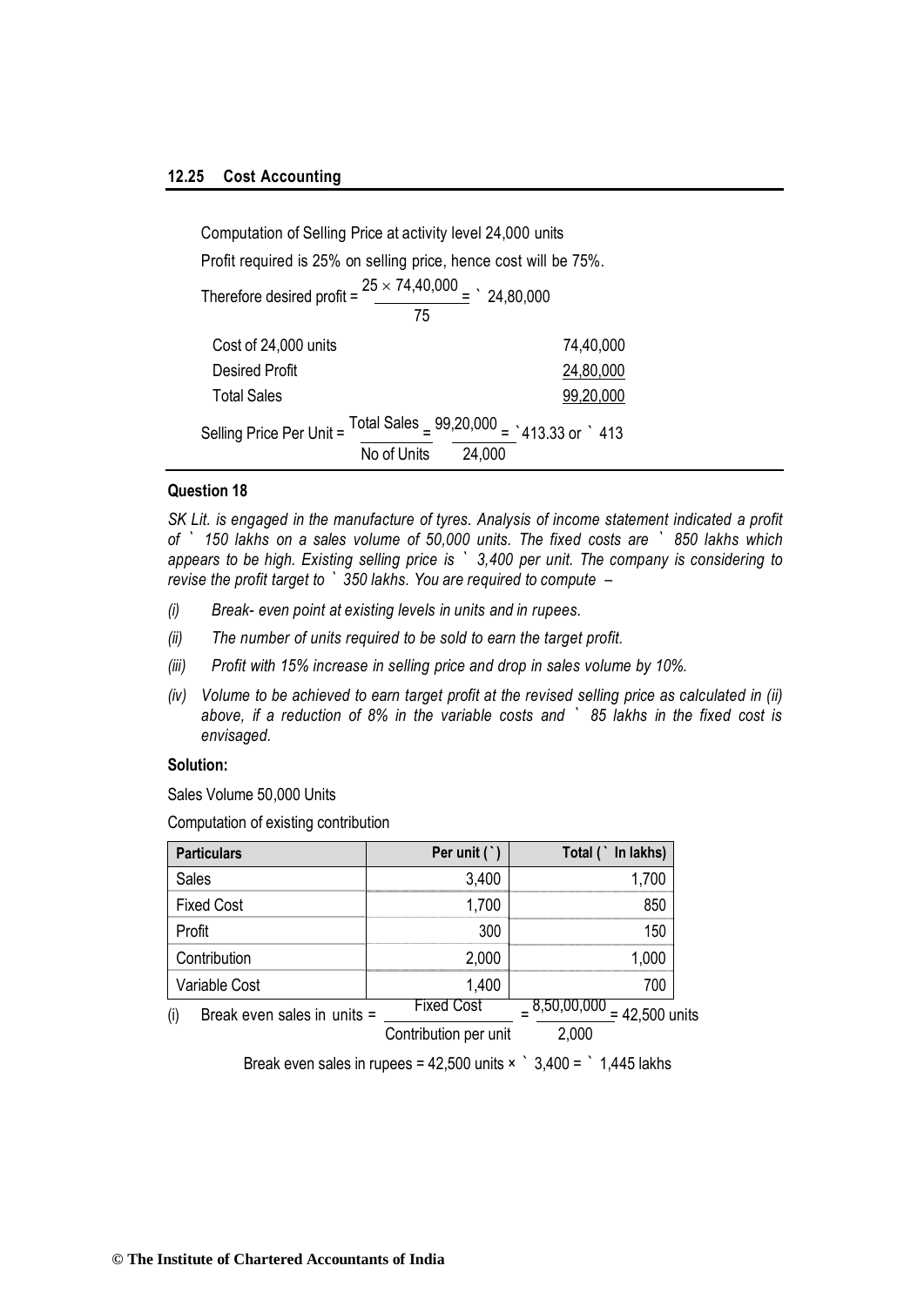Computation of Selling Price at activity level 24,000 units

Profit required is 25% on selling price, hence cost will be 75%.

Therefore desired profit = $\frac{25 \times 74,40,000}{75}$ = ` 24,80,000

| | |
|---|---|
| Cost of 24,000 units | 74,40,000 |
| Desired Profit | 24,80,000 |
| Total Sales | 99,20,000 |

Selling Price Per Unit = $\frac{\text{Total Sales}}{\text{No of Units}} = \frac{99,20,000}{24,000}$ = `413.33 or ` 413

### Question 18

*SK Lit. is engaged in the manufacture of tyres. Analysis of income statement indicated a profit of ` 150 lakhs on a sales volume of 50,000 units. The fixed costs are ` 850 lakhs which appears to be high. Existing selling price is ` 3,400 per unit. The company is considering to revise the profit target to ` 350 lakhs. You are required to compute –*

*(i) Break- even point at existing levels in units and in rupees.*

*(ii) The number of units required to be sold to earn the target profit.*

*(iii) Profit with 15% increase in selling price and drop in sales volume by 10%.*

*(iv) Volume to be achieved to earn target profit at the revised selling price as calculated in (ii) above, if a reduction of 8% in the variable costs and ` 85 lakhs in the fixed cost is envisaged.*

### Solution:

Sales Volume 50,000 Units

Computation of existing contribution

| Particulars | Per unit (`) | Total (` In lakhs) |
|---|---|---|
| Sales | 3,400 | 1,700 |
| Fixed Cost | 1,700 | 850 |
| Profit | 300 | 150 |
| Contribution | 2,000 | 1,000 |
| Variable Cost | 1,400 | 700 |

(i) Break even sales in units = $\frac{\text{Fixed Cost}}{\text{Contribution per unit}} = \frac{8,50,00,000}{2,000}$ = 42,500 units

Break even sales in rupees = 42,500 units × ` 3,400 = ` 1,445 lakhs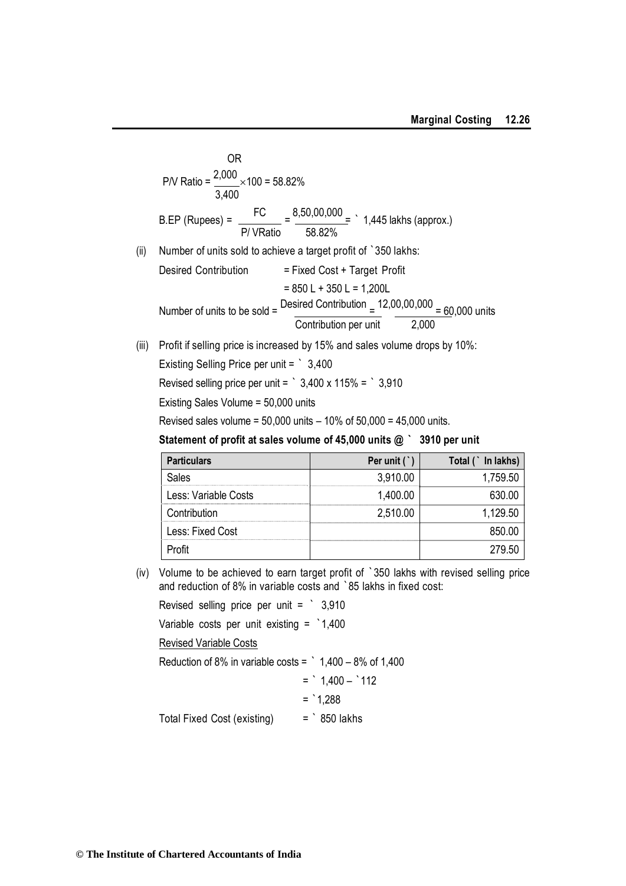OR

$$\text{P/V Ratio} = \frac{2,000}{3,400} \times 100 = 58.82\%$$

$$\text{B.EP (Rupees)} = \frac{\text{FC}}{\text{P/ VRatio}} = \frac{8,50,00,000}{58.82\%} = ` \ 1,445 \text{ lakhs (approx.)}$$

(ii) Number of units sold to achieve a target profit of `350 lakhs:

Desired Contribution = Fixed Cost + Target Profit

= 850 L + 350 L = 1,200L

$$\text{Number of units to be sold} = \frac{\text{Desired Contribution}}{\text{Contribution per unit}} = \frac{12,00,00,000}{2,000} = 60,000 \text{ units}$$

(iii) Profit if selling price is increased by 15% and sales volume drops by 10%:

Existing Selling Price per unit = ` 3,400

Revised selling price per unit = ` 3,400 x 115% = ` 3,910

Existing Sales Volume = 50,000 units

Revised sales volume = 50,000 units – 10% of 50,000 = 45,000 units.

**Statement of profit at sales volume of 45,000 units @ ` 3910 per unit**

| Particulars | Per unit (`) | Total (` In lakhs) |
|---|---|---|
| Sales | 3,910.00 | 1,759.50 |
| Less: Variable Costs | 1,400.00 | 630.00 |
| Contribution | 2,510.00 | 1,129.50 |
| Less: Fixed Cost | | 850.00 |
| Profit | | 279.50 |

(iv) Volume to be achieved to earn target profit of `350 lakhs with revised selling price and reduction of 8% in variable costs and `85 lakhs in fixed cost:

Revised selling price per unit = ` 3,910

Variable costs per unit existing = `1,400

Revised Variable Costs

Reduction of 8% in variable costs = ` 1,400 – 8% of 1,400

= ` 1,400 – `112

= `1,288

Total Fixed Cost (existing) = ` 850 lakhs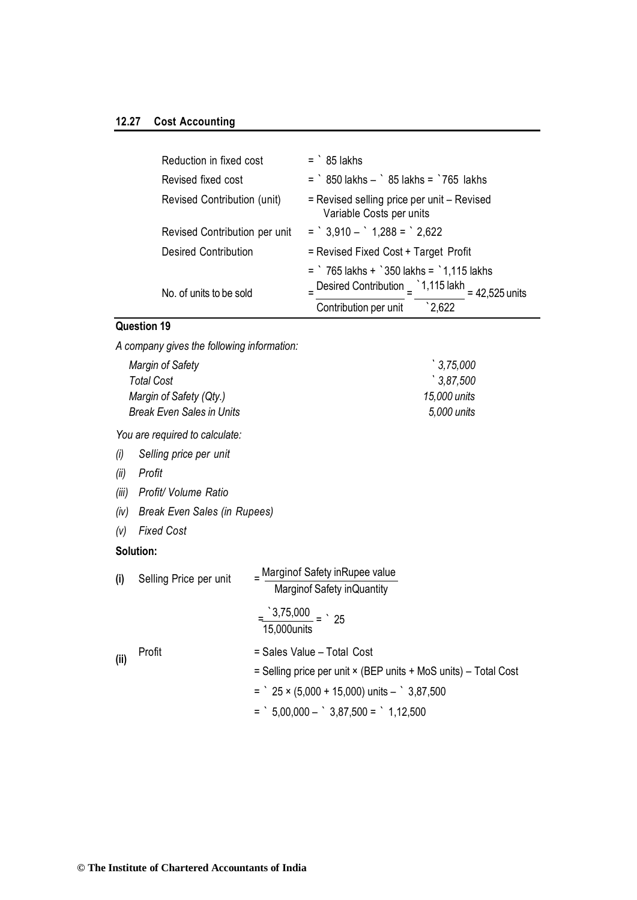| | |
|---|---|
| Reduction in fixed cost | = ` 85 lakhs |
| Revised fixed cost | = ` 850 lakhs – ` 85 lakhs = `765 lakhs |
| Revised Contribution (unit) | = Revised selling price per unit – Revised Variable Costs per units |
| Revised Contribution per unit | = ` 3,910 – ` 1,288 = ` 2,622 |
| Desired Contribution | = Revised Fixed Cost + Target Profit |
| | = ` 765 lakhs + `350 lakhs = `1,115 lakhs |
| No. of units to be sold | $= \frac{\text{Desired Contribution}}{\text{Contribution per unit}} = \frac{\text{`1,115 lakh}}{\text{`2,622}} = 42,525 \text{ units}$ |

## Question 19

*A company gives the following information:*

| | |
|---|---|
| *Margin of Safety* | *` 3,75,000* |
| *Total Cost* | *` 3,87,500* |
| *Margin of Safety (Qty.)* | *15,000 units* |
| *Break Even Sales in Units* | *5,000 units* |

*You are required to calculate:*

*(i)* *Selling price per unit*

*(ii)* *Profit*

*(iii)* *Profit/ Volume Ratio*

*(iv)* *Break Even Sales (in Rupees)*

*(v)* *Fixed Cost*

**Solution:**

**(i)** Selling Price per unit $= \frac{\text{Margin of Safety in Rupee value}}{\text{Margin of Safety in Quantity}}$

$= \frac{\text{`3,75,000}}{\text{15,000 units}} = \text{` 25}$

**(ii)** Profit = Sales Value – Total Cost

= Selling price per unit × (BEP units + MoS units) – Total Cost

= ` 25 × (5,000 + 15,000) units – ` 3,87,500

= ` 5,00,000 – ` 3,87,500 = ` 1,12,500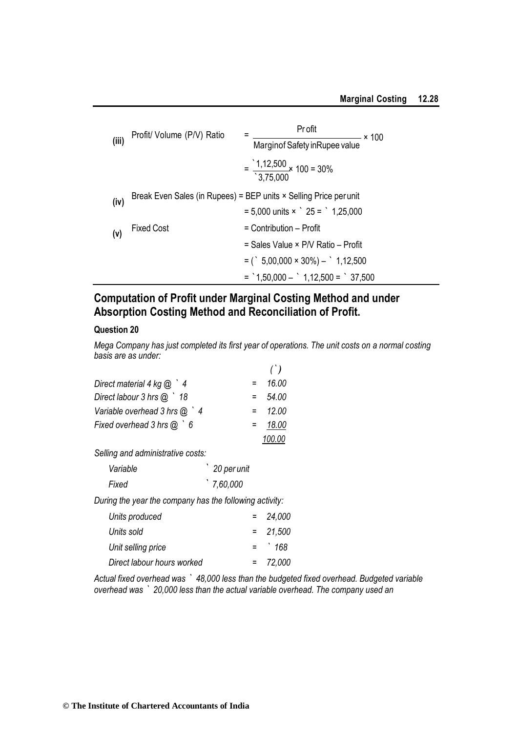| | | |
|---|---|---|
| (iii) | Profit/ Volume (P/V) Ratio | $= \dfrac{\text{Profit}}{\text{Margin of Safety in Rupee value}} \times 100$ |
| | | $= \dfrac{₹1,12,500}{₹3,75,000} \times 100 = 30\%$ |
| (iv) | Break Even Sales (in Rupees) = BEP units × Selling Price per unit | |
| | | = 5,000 units × ₹ 25 = ₹ 1,25,000 |
| (v) | Fixed Cost | = Contribution – Profit |
| | | = Sales Value × P/V Ratio – Profit |
| | | = (₹ 5,00,000 × 30%) – ₹ 1,12,500 |
| | | = ₹1,50,000 – ₹ 1,12,500 = ₹ 37,500 |

## Computation of Profit under Marginal Costing Method and under Absorption Costing Method and Reconciliation of Profit.

### Question 20

*Mega Company has just completed its first year of operations. The unit costs on a normal costing basis are as under:*

| | | (₹) |
|---|---|---|
| *Direct material 4 kg @ ₹ 4* | = | *16.00* |
| *Direct labour 3 hrs @ ₹ 18* | = | *54.00* |
| *Variable overhead 3 hrs @ ₹ 4* | = | *12.00* |
| *Fixed overhead 3 hrs @ ₹ 6* | = | *18.00* |
| | | *100.00* |

*Selling and administrative costs:*

| | |
|---|---|
| *Variable* | ₹ *20 per unit* |
| *Fixed* | ₹ *7,60,000* |

*During the year the company has the following activity:*

| | | |
|---|---|---|
| *Units produced* | = | *24,000* |
| *Units sold* | = | *21,500* |
| *Unit selling price* | = | ₹ *168* |
| *Direct labour hours worked* | = | *72,000* |

*Actual fixed overhead was ₹ 48,000 less than the budgeted fixed overhead. Budgeted variable overhead was ₹ 20,000 less than the actual variable overhead. The company used an*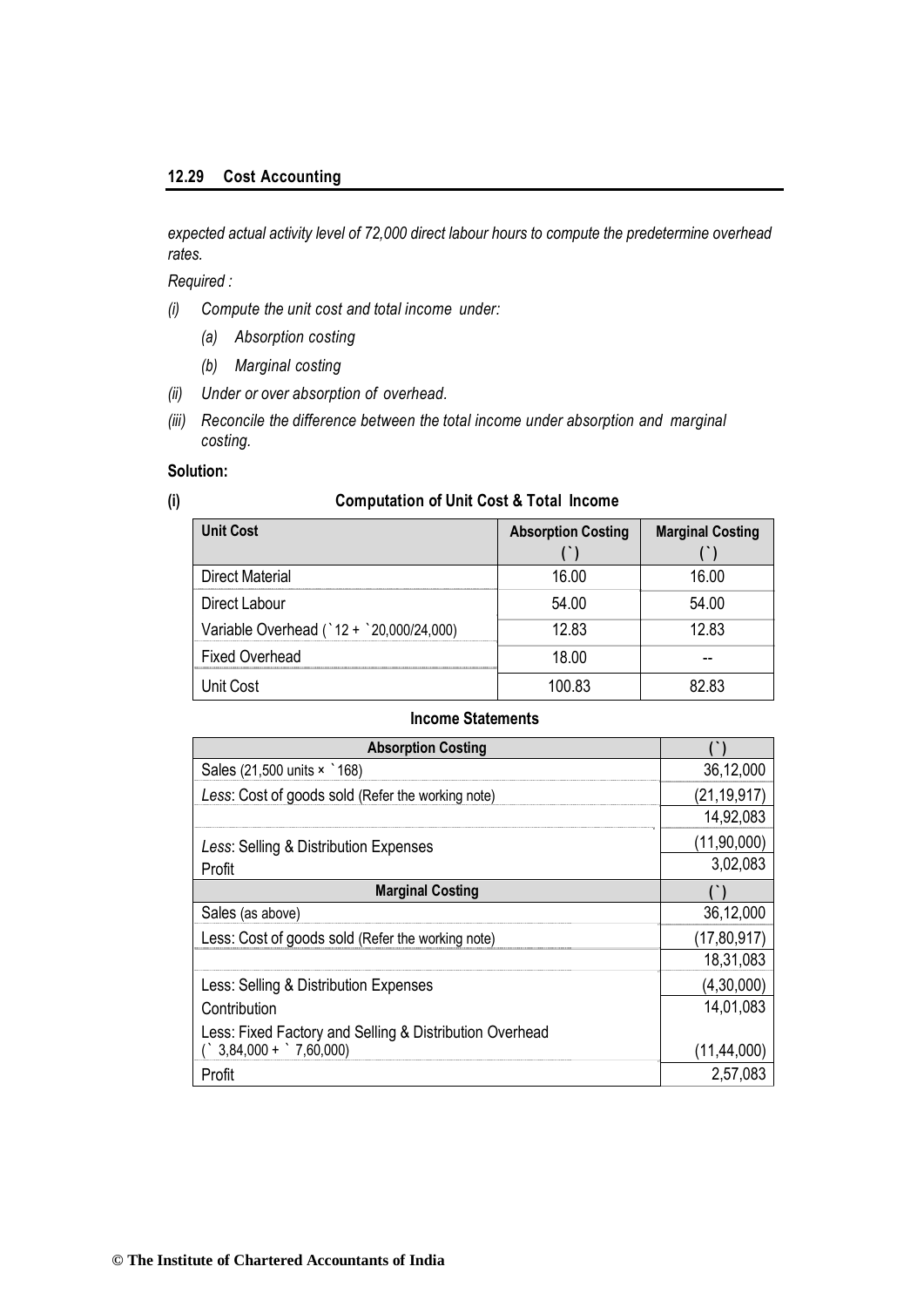*expected actual activity level of 72,000 direct labour hours to compute the predetermine overhead rates.*

*Required :*

*(i) Compute the unit cost and total income under:*

*(a) Absorption costing*

*(b) Marginal costing*

*(ii) Under or over absorption of overhead.*

*(iii) Reconcile the difference between the total income under absorption and marginal costing.*

**Solution:**

**(i) Computation of Unit Cost & Total Income**

| Unit Cost | Absorption Costing (`) | Marginal Costing (`) |
|---|---|---|
| Direct Material | 16.00 | 16.00 |
| Direct Labour | 54.00 | 54.00 |
| Variable Overhead (`12 + `20,000/24,000) | 12.83 | 12.83 |
| Fixed Overhead | 18.00 | -- |
| Unit Cost | 100.83 | 82.83 |

**Income Statements**

| Absorption Costing | (`) |
|---|---|
| Sales (21,500 units × `168) | 36,12,000 |
| *Less*: Cost of goods sold (Refer the working note) | (21,19,917) |
| | 14,92,083 |
| *Less*: Selling & Distribution Expenses | (11,90,000) |
| Profit | 3,02,083 |
| **Marginal Costing** | **(`)** |
| Sales (as above) | 36,12,000 |
| Less: Cost of goods sold (Refer the working note) | (17,80,917) |
| | 18,31,083 |
| Less: Selling & Distribution Expenses | (4,30,000) |
| Contribution | 14,01,083 |
| Less: Fixed Factory and Selling & Distribution Overhead (` 3,84,000 + ` 7,60,000) | (11,44,000) |
| Profit | 2,57,083 |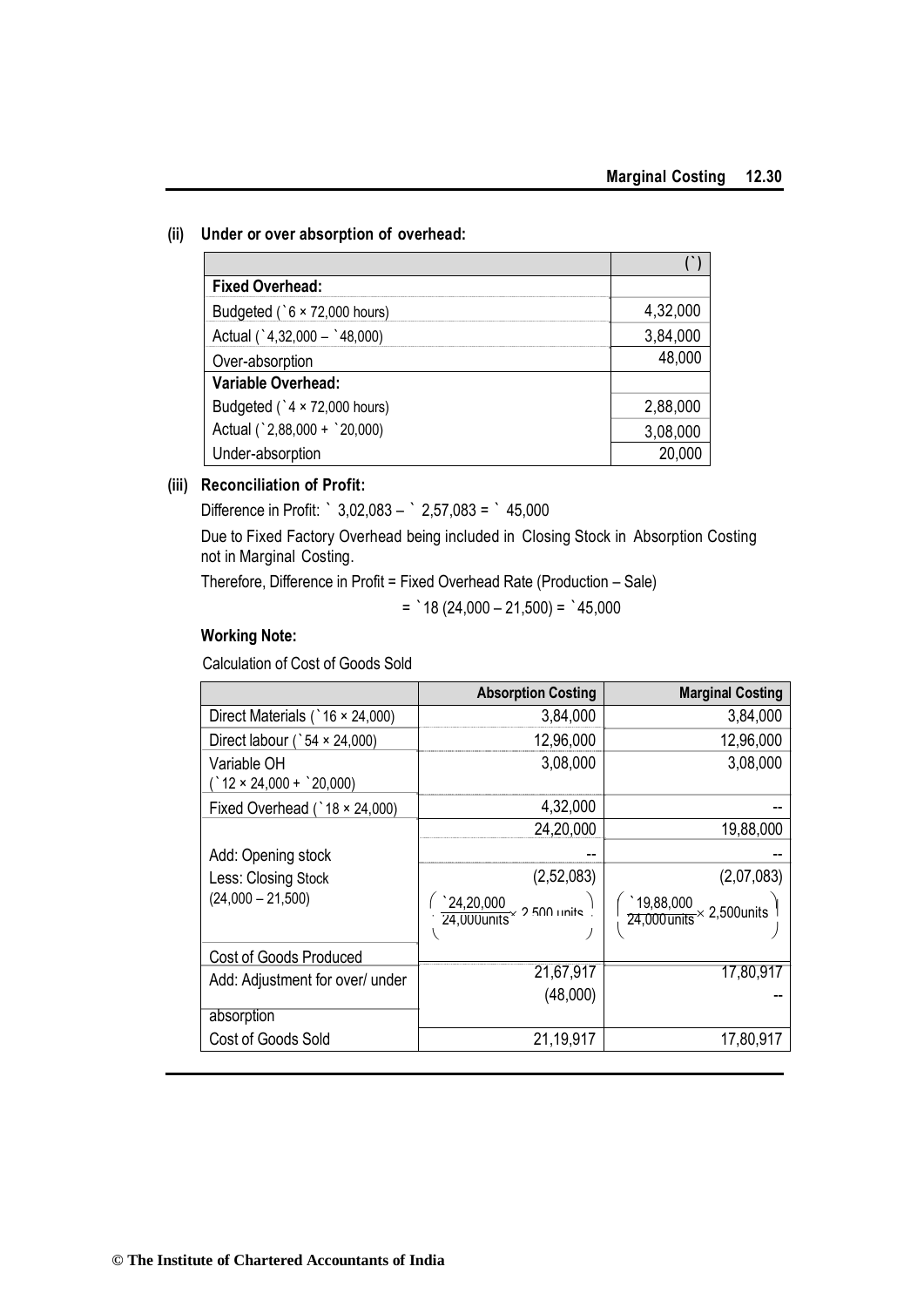**(ii) Under or over absorption of overhead:**

| | (`) |
|---|---|
| **Fixed Overhead:** | |
| Budgeted (`6 × 72,000 hours) | 4,32,000 |
| Actual (`4,32,000 – `48,000) | 3,84,000 |
| Over-absorption | 48,000 |
| **Variable Overhead:** | |
| Budgeted (`4 × 72,000 hours) | 2,88,000 |
| Actual (`2,88,000 + `20,000) | 3,08,000 |
| Under-absorption | 20,000 |

**(iii) Reconciliation of Profit:**

Difference in Profit: ` 3,02,083 – ` 2,57,083 = ` 45,000

Due to Fixed Factory Overhead being included in Closing Stock in Absorption Costing not in Marginal Costing.

Therefore, Difference in Profit = Fixed Overhead Rate (Production – Sale)

= `18 (24,000 – 21,500) = `45,000

**Working Note:**

Calculation of Cost of Goods Sold

| | Absorption Costing | Marginal Costing |
|---|---|---|
| Direct Materials (`16 × 24,000) | 3,84,000 | 3,84,000 |
| Direct labour (`54 × 24,000) | 12,96,000 | 12,96,000 |
| Variable OH (`12 × 24,000 + `20,000) | 3,08,000 | 3,08,000 |
| Fixed Overhead (`18 × 24,000) | 4,32,000 | -- |
| | 24,20,000 | 19,88,000 |
| Add: Opening stock | -- | -- |
| Less: Closing Stock (24,000 – 21,500) | (2,52,083) $\left(\frac{\text{`}24,20,000}{24,000\text{units}} \times 2,500 \text{ units}\right)$ | (2,07,083) $\left(\frac{\text{`}19,88,000}{24,000\text{units}} \times 2,500\text{units}\right)$ |
| Cost of Goods Produced | 21,67,917 | 17,80,917 |
| Add: Adjustment for over/ under absorption | (48,000) | -- |
| Cost of Goods Sold | 21,19,917 | 17,80,917 |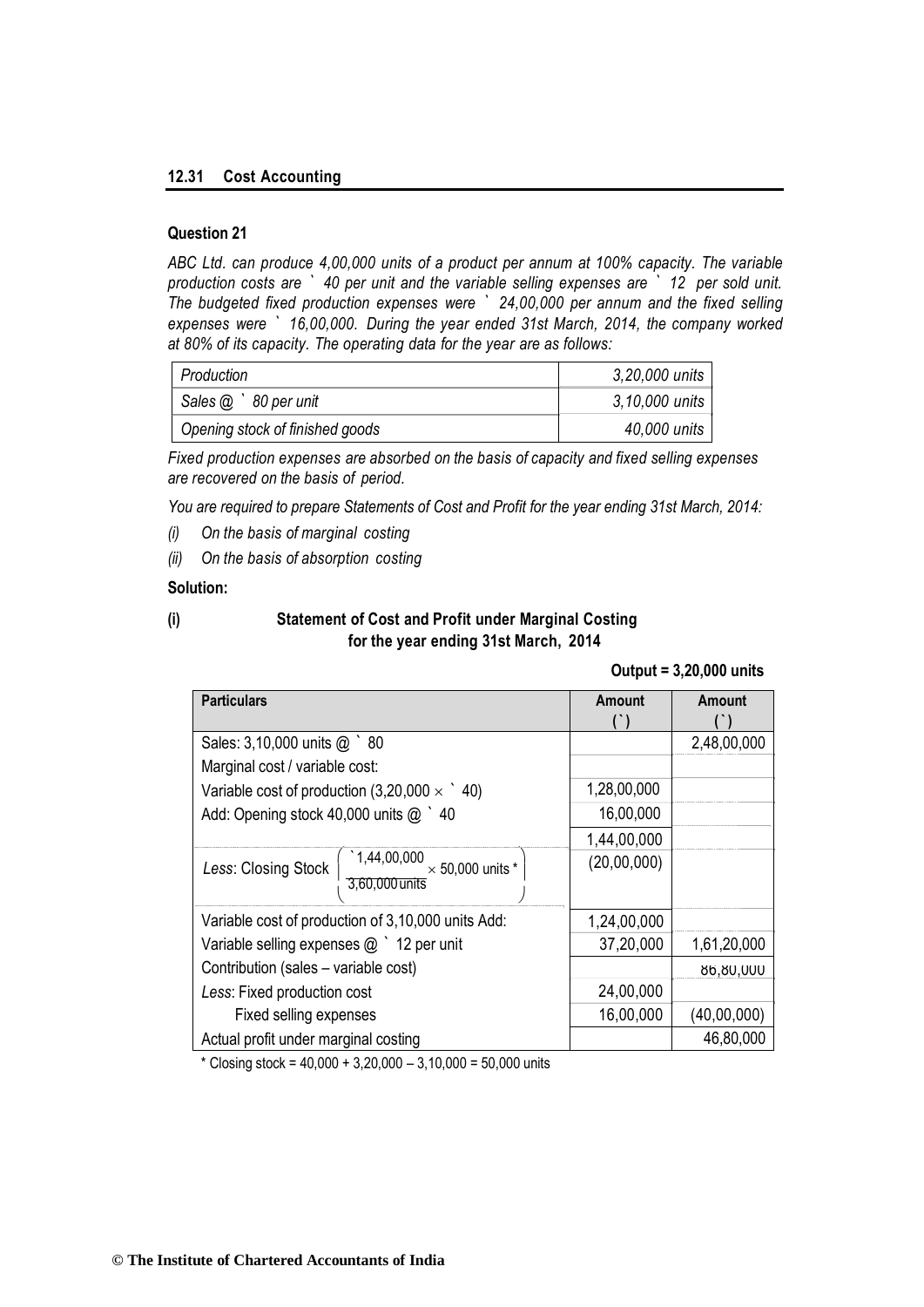**Question 21**

*ABC Ltd. can produce 4,00,000 units of a product per annum at 100% capacity. The variable production costs are ` 40 per unit and the variable selling expenses are ` 12 per sold unit. The budgeted fixed production expenses were ` 24,00,000 per annum and the fixed selling expenses were ` 16,00,000. During the year ended 31st March, 2014, the company worked at 80% of its capacity. The operating data for the year are as follows:*

| | |
|---|---|
| *Production* | *3,20,000 units* |
| *Sales @ ` 80 per unit* | *3,10,000 units* |
| *Opening stock of finished goods* | *40,000 units* |

*Fixed production expenses are absorbed on the basis of capacity and fixed selling expenses are recovered on the basis of period.*

*You are required to prepare Statements of Cost and Profit for the year ending 31st March, 2014:*

*(i) On the basis of marginal costing*

*(ii) On the basis of absorption costing*

**Solution:**

**(i) Statement of Cost and Profit under Marginal Costing for the year ending 31st March, 2014**

**Output = 3,20,000 units**

| Particulars | Amount (`) | Amount (`) |
|---|---|---|
| Sales: 3,10,000 units @ ` 80 | | 2,48,00,000 |
| Marginal cost / variable cost: | | |
| Variable cost of production (3,20,000 × ` 40) | 1,28,00,000 | |
| Add: Opening stock 40,000 units @ ` 40 | 16,00,000 | |
| | 1,44,00,000 | |
| *Less*: Closing Stock $\left( \frac{`1,44,00,000}{3,60,000\text{ units}} \times 50,000 \text{ units}^* \right)$ | (20,00,000) | |
| Variable cost of production of 3,10,000 units Add: | 1,24,00,000 | |
| Variable selling expenses @ ` 12 per unit | 37,20,000 | 1,61,20,000 |
| Contribution (sales – variable cost) | | 86,80,000 |
| *Less*: Fixed production cost | 24,00,000 | |
| Fixed selling expenses | 16,00,000 | (40,00,000) |
| Actual profit under marginal costing | | 46,80,000 |

\* Closing stock = 40,000 + 3,20,000 – 3,10,000 = 50,000 units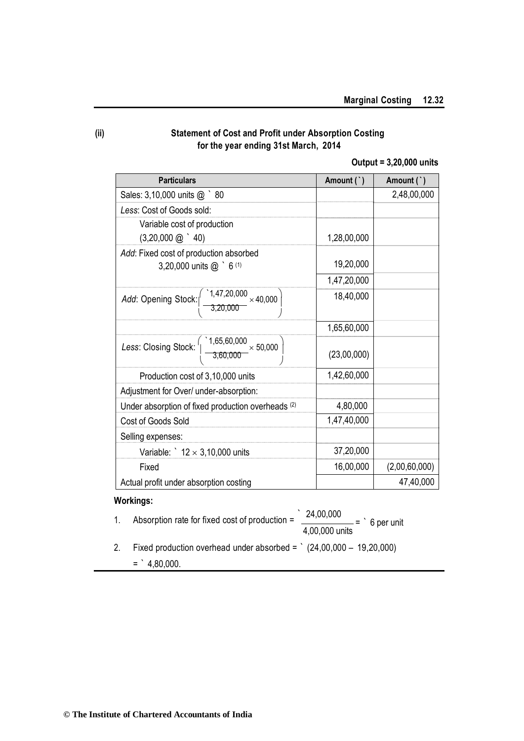**(ii) Statement of Cost and Profit under Absorption Costing for the year ending 31st March, 2014**

**Output = 3,20,000 units**

| Particulars | Amount (`) | Amount (`) |
|---|---|---|
| Sales: 3,10,000 units @ ` 80 | | 2,48,00,000 |
| *Less*: Cost of Goods sold: | | |
| Variable cost of production (3,20,000 @ ` 40) | 1,28,00,000 | |
| *Add*: Fixed cost of production absorbed 3,20,000 units @ ` 6 [(1)] | 19,20,000 | |
| | 1,47,20,000 | |
| *Add*: Opening Stock: $\left(\frac{`1,47,20,000}{3,20,000} \times 40,000\right)$ | 18,40,000 | |
| | 1,65,60,000 | |
| *Less*: Closing Stock: $\left(\frac{`1,65,60,000}{3,60,000} \times 50,000\right)$ | (23,00,000) | |
| Production cost of 3,10,000 units | 1,42,60,000 | |
| Adjustment for Over/ under-absorption: | | |
| Under absorption of fixed production overheads [(2)] | 4,80,000 | |
| Cost of Goods Sold | 1,47,40,000 | |
| Selling expenses: | | |
| Variable: ` 12 × 3,10,000 units | 37,20,000 | |
| Fixed | 16,00,000 | (2,00,60,000) |
| Actual profit under absorption costing | | 47,40,000 |

**Workings:**

1. Absorption rate for fixed cost of production = $\frac{`\ 24,00,000}{4,00,000 \text{ units}}$ = ` 6 per unit
2. Fixed production overhead under absorbed = ` (24,00,000 – 19,20,000) = ` 4,80,000.